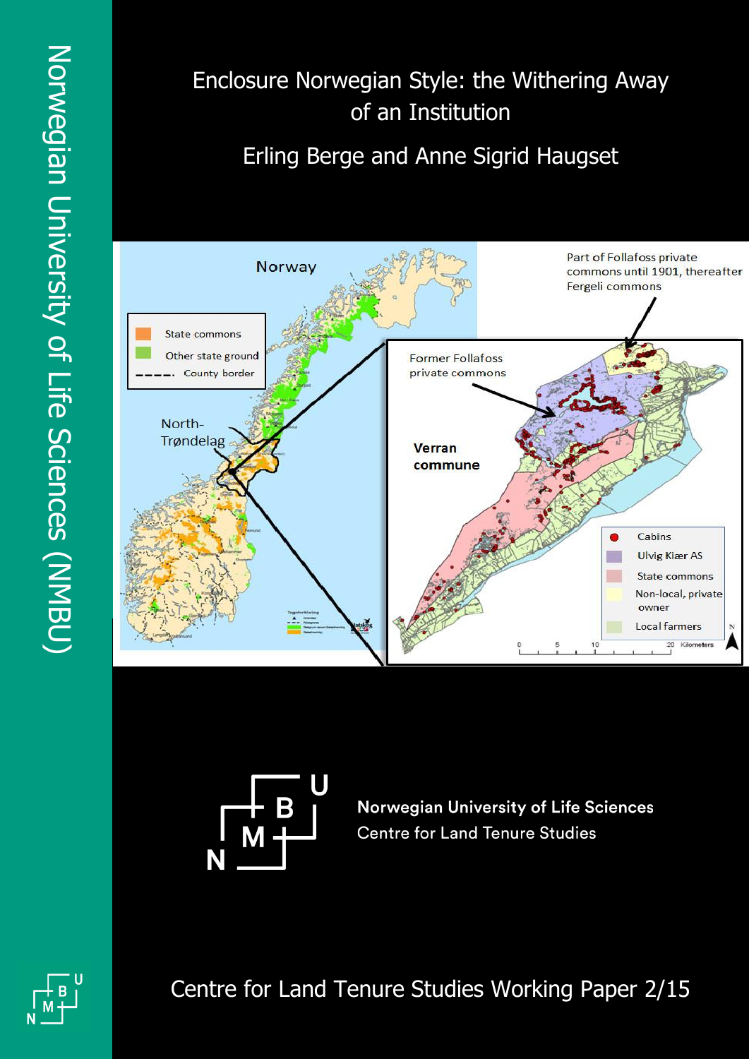Norwegian University of Life Sciences (NMBU)

# Enclosure Norwegian Style: the Withering Away of an Institution

## Erling Berge and Anne Sigrid Haugset

Norwegian University of Life Sciences
Centre for Land Tenure Studies

Centre for Land Tenure Studies Working Paper 2/15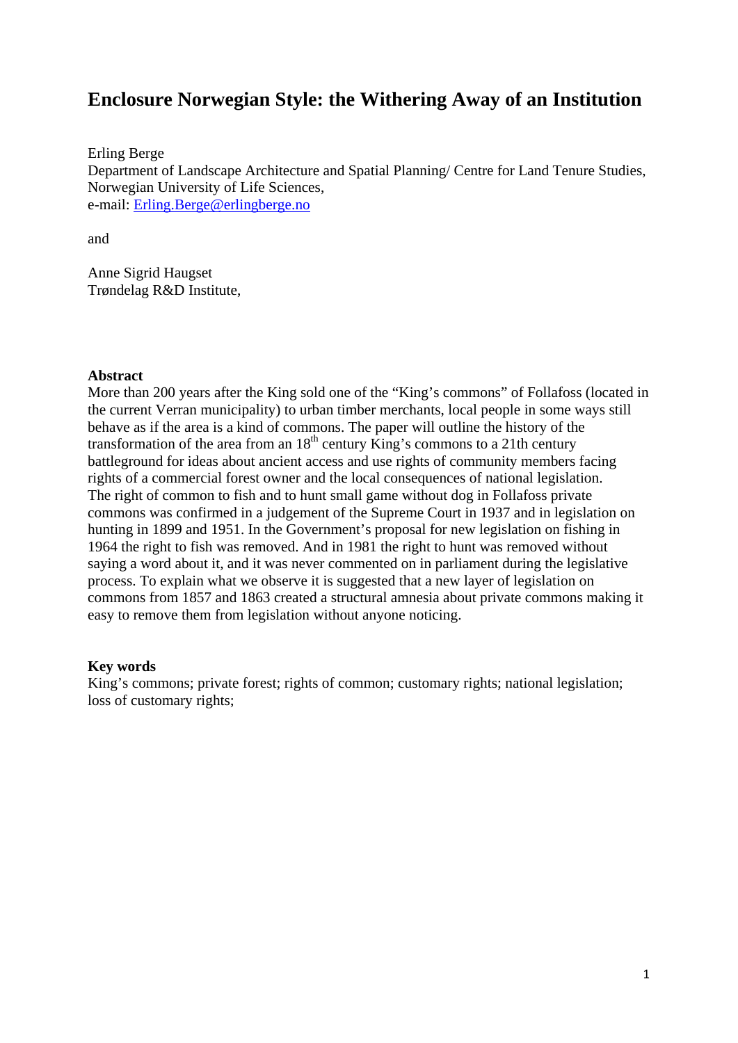# Enclosure Norwegian Style: the Withering Away of an Institution

Erling Berge
Department of Landscape Architecture and Spatial Planning/ Centre for Land Tenure Studies, Norwegian University of Life Sciences,
e-mail: Erling.Berge@erlingberge.no

and

Anne Sigrid Haugset
Trøndelag R&D Institute,

**Abstract**
More than 200 years after the King sold one of the "King's commons" of Follafoss (located in the current Verran municipality) to urban timber merchants, local people in some ways still behave as if the area is a kind of commons. The paper will outline the history of the transformation of the area from an 18th century King's commons to a 21th century battleground for ideas about ancient access and use rights of community members facing rights of a commercial forest owner and the local consequences of national legislation. The right of common to fish and to hunt small game without dog in Follafoss private commons was confirmed in a judgement of the Supreme Court in 1937 and in legislation on hunting in 1899 and 1951. In the Government's proposal for new legislation on fishing in 1964 the right to fish was removed. And in 1981 the right to hunt was removed without saying a word about it, and it was never commented on in parliament during the legislative process. To explain what we observe it is suggested that a new layer of legislation on commons from 1857 and 1863 created a structural amnesia about private commons making it easy to remove them from legislation without anyone noticing.

**Key words**
King's commons; private forest; rights of common; customary rights; national legislation; loss of customary rights;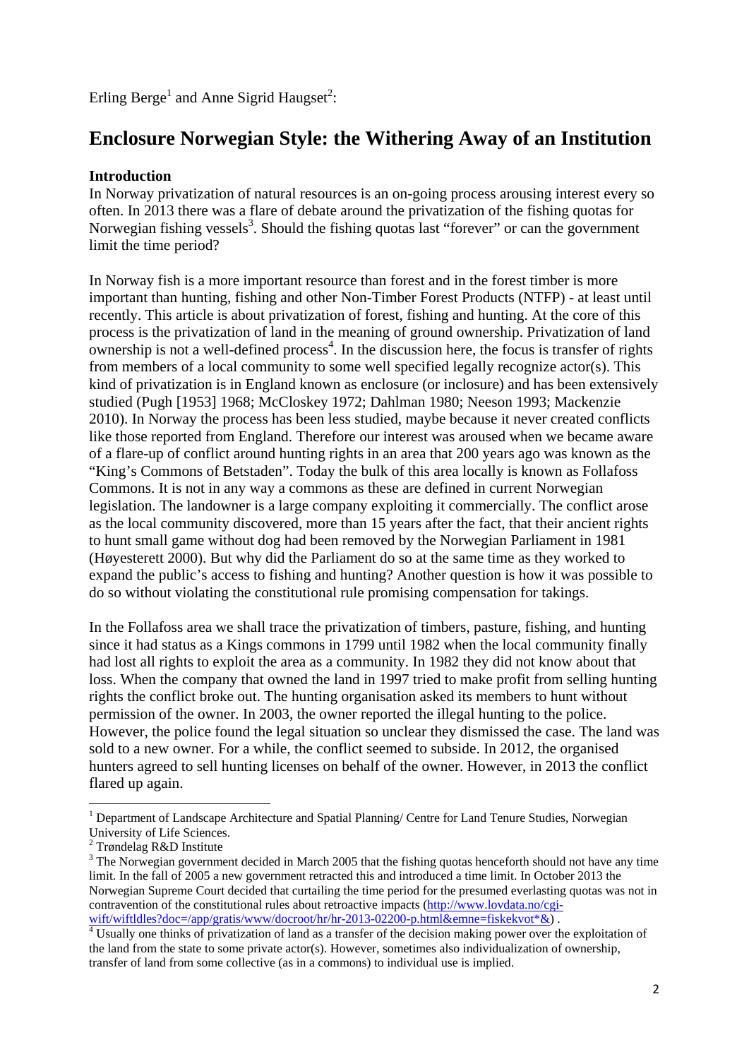Erling Berge[1] and Anne Sigrid Haugset[2]:

# Enclosure Norwegian Style: the Withering Away of an Institution

**Introduction**

In Norway privatization of natural resources is an on-going process arousing interest every so often. In 2013 there was a flare of debate around the privatization of the fishing quotas for Norwegian fishing vessels[3]. Should the fishing quotas last "forever" or can the government limit the time period?

In Norway fish is a more important resource than forest and in the forest timber is more important than hunting, fishing and other Non-Timber Forest Products (NTFP) - at least until recently. This article is about privatization of forest, fishing and hunting. At the core of this process is the privatization of land in the meaning of ground ownership. Privatization of land ownership is not a well-defined process[4]. In the discussion here, the focus is transfer of rights from members of a local community to some well specified legally recognize actor(s). This kind of privatization is in England known as enclosure (or inclosure) and has been extensively studied (Pugh [1953] 1968; McCloskey 1972; Dahlman 1980; Neeson 1993; Mackenzie 2010). In Norway the process has been less studied, maybe because it never created conflicts like those reported from England. Therefore our interest was aroused when we became aware of a flare-up of conflict around hunting rights in an area that 200 years ago was known as the "King's Commons of Betstaden". Today the bulk of this area locally is known as Follafoss Commons. It is not in any way a commons as these are defined in current Norwegian legislation. The landowner is a large company exploiting it commercially. The conflict arose as the local community discovered, more than 15 years after the fact, that their ancient rights to hunt small game without dog had been removed by the Norwegian Parliament in 1981 (Høyesterett 2000). But why did the Parliament do so at the same time as they worked to expand the public's access to fishing and hunting? Another question is how it was possible to do so without violating the constitutional rule promising compensation for takings.

In the Follafoss area we shall trace the privatization of timbers, pasture, fishing, and hunting since it had status as a Kings commons in 1799 until 1982 when the local community finally had lost all rights to exploit the area as a community. In 1982 they did not know about that loss. When the company that owned the land in 1997 tried to make profit from selling hunting rights the conflict broke out. The hunting organisation asked its members to hunt without permission of the owner. In 2003, the owner reported the illegal hunting to the police. However, the police found the legal situation so unclear they dismissed the case. The land was sold to a new owner. For a while, the conflict seemed to subside. In 2012, the organised hunters agreed to sell hunting licenses on behalf of the owner. However, in 2013 the conflict flared up again.

---

[1] Department of Landscape Architecture and Spatial Planning/ Centre for Land Tenure Studies, Norwegian University of Life Sciences.

[2] Trøndelag R&D Institute

[3] The Norwegian government decided in March 2005 that the fishing quotas henceforth should not have any time limit. In the fall of 2005 a new government retracted this and introduced a time limit. In October 2013 the Norwegian Supreme Court decided that curtailing the time period for the presumed everlasting quotas was not in contravention of the constitutional rules about retroactive impacts (http://www.lovdata.no/cgi-wift/wiftldles?doc=/app/gratis/www/docroot/hr/hr-2013-02200-p.html&emne=fiskekvot*&) .

[4] Usually one thinks of privatization of land as a transfer of the decision making power over the exploitation of the land from the state to some private actor(s). However, sometimes also individualization of ownership, transfer of land from some collective (as in a commons) to individual use is implied.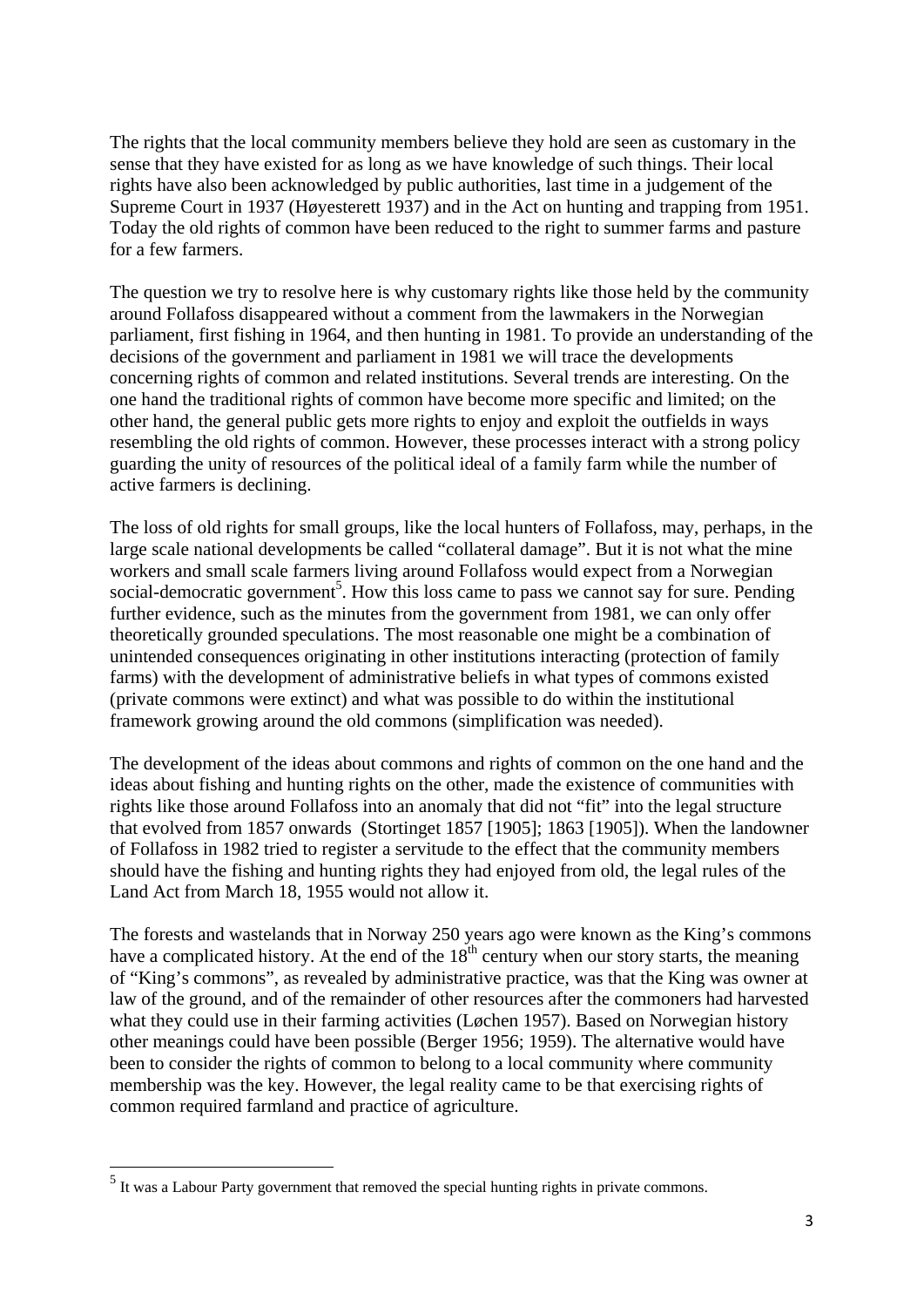The rights that the local community members believe they hold are seen as customary in the sense that they have existed for as long as we have knowledge of such things. Their local rights have also been acknowledged by public authorities, last time in a judgement of the Supreme Court in 1937 (Høyesterett 1937) and in the Act on hunting and trapping from 1951. Today the old rights of common have been reduced to the right to summer farms and pasture for a few farmers.

The question we try to resolve here is why customary rights like those held by the community around Follafoss disappeared without a comment from the lawmakers in the Norwegian parliament, first fishing in 1964, and then hunting in 1981. To provide an understanding of the decisions of the government and parliament in 1981 we will trace the developments concerning rights of common and related institutions. Several trends are interesting. On the one hand the traditional rights of common have become more specific and limited; on the other hand, the general public gets more rights to enjoy and exploit the outfields in ways resembling the old rights of common. However, these processes interact with a strong policy guarding the unity of resources of the political ideal of a family farm while the number of active farmers is declining.

The loss of old rights for small groups, like the local hunters of Follafoss, may, perhaps, in the large scale national developments be called "collateral damage". But it is not what the mine workers and small scale farmers living around Follafoss would expect from a Norwegian social-democratic government[5]. How this loss came to pass we cannot say for sure. Pending further evidence, such as the minutes from the government from 1981, we can only offer theoretically grounded speculations. The most reasonable one might be a combination of unintended consequences originating in other institutions interacting (protection of family farms) with the development of administrative beliefs in what types of commons existed (private commons were extinct) and what was possible to do within the institutional framework growing around the old commons (simplification was needed).

The development of the ideas about commons and rights of common on the one hand and the ideas about fishing and hunting rights on the other, made the existence of communities with rights like those around Follafoss into an anomaly that did not "fit" into the legal structure that evolved from 1857 onwards (Stortinget 1857 [1905]; 1863 [1905]). When the landowner of Follafoss in 1982 tried to register a servitude to the effect that the community members should have the fishing and hunting rights they had enjoyed from old, the legal rules of the Land Act from March 18, 1955 would not allow it.

The forests and wastelands that in Norway 250 years ago were known as the King's commons have a complicated history. At the end of the 18th century when our story starts, the meaning of "King's commons", as revealed by administrative practice, was that the King was owner at law of the ground, and of the remainder of other resources after the commoners had harvested what they could use in their farming activities (Løchen 1957). Based on Norwegian history other meanings could have been possible (Berger 1956; 1959). The alternative would have been to consider the rights of common to belong to a local community where community membership was the key. However, the legal reality came to be that exercising rights of common required farmland and practice of agriculture.

[5] It was a Labour Party government that removed the special hunting rights in private commons.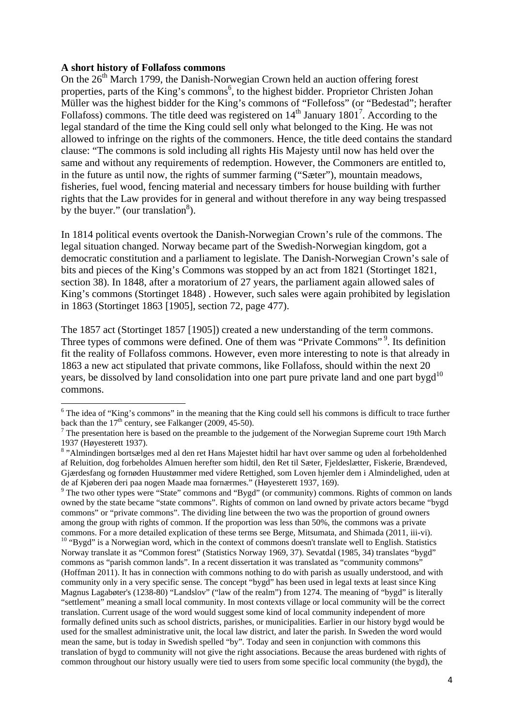**A short history of Follafoss commons**

On the 26th March 1799, the Danish-Norwegian Crown held an auction offering forest properties, parts of the King's commons[6], to the highest bidder. Proprietor Christen Johan Müller was the highest bidder for the King's commons of "Follefoss" (or "Bedestad"; herafter Follafoss) commons. The title deed was registered on 14th January 1801[7]. According to the legal standard of the time the King could sell only what belonged to the King. He was not allowed to infringe on the rights of the commoners. Hence, the title deed contains the standard clause: "The commons is sold including all rights His Majesty until now has held over the same and without any requirements of redemption. However, the Commoners are entitled to, in the future as until now, the rights of summer farming ("Sæter"), mountain meadows, fisheries, fuel wood, fencing material and necessary timbers for house building with further rights that the Law provides for in general and without therefore in any way being trespassed by the buyer." (our translation[8]).

In 1814 political events overtook the Danish-Norwegian Crown's rule of the commons. The legal situation changed. Norway became part of the Swedish-Norwegian kingdom, got a democratic constitution and a parliament to legislate. The Danish-Norwegian Crown's sale of bits and pieces of the King's Commons was stopped by an act from 1821 (Stortinget 1821, section 38). In 1848, after a moratorium of 27 years, the parliament again allowed sales of King's commons (Stortinget 1848) . However, such sales were again prohibited by legislation in 1863 (Stortinget 1863 [1905], section 72, page 477).

The 1857 act (Stortinget 1857 [1905]) created a new understanding of the term commons. Three types of commons were defined. One of them was "Private Commons" [9]. Its definition fit the reality of Follafoss commons. However, even more interesting to note is that already in 1863 a new act stipulated that private commons, like Follafoss, should within the next 20 years, be dissolved by land consolidation into one part pure private land and one part bygd[10] commons.

---

[6] The idea of "King's commons" in the meaning that the King could sell his commons is difficult to trace further back than the 17th century, see Falkanger (2009, 45-50).

[7] The presentation here is based on the preamble to the judgement of the Norwegian Supreme court 19th March 1937 (Høyesterett 1937).

[8] "Almindingen bortsælges med al den ret Hans Majestet hidtil har havt over samme og uden al forbeholdenhed af Reluition, dog forbeholdes Almuen herefter som hidtil, den Ret til Sæter, Fjeldeslætter, Fiskerie, Brændeved, Gjærdesfang og fornøden Huustømmer med videre Rettighed, som Loven hjemler dem i Almindelighed, uden at de af Kjøberen deri paa nogen Maade maa fornærmes." (Høyesterett 1937, 169).

[9] The two other types were "State" commons and "Bygd" (or community) commons. Rights of common on lands owned by the state became "state commons". Rights of common on land owned by private actors became "bygd commons" or "private commons". The dividing line between the two was the proportion of ground owners among the group with rights of common. If the proportion was less than 50%, the commons was a private commons. For a more detailed explication of these terms see Berge, Mitsumata, and Shimada (2011, iii-vi).

[10] "Bygd" is a Norwegian word, which in the context of commons doesn't translate well to English. Statistics Norway translate it as "Common forest" (Statistics Norway 1969, 37). Sevatdal (1985, 34) translates "bygd" commons as "parish common lands". In a recent dissertation it was translated as "community commons" (Hoffman 2011). It has in connection with commons nothing to do with parish as usually understood, and with community only in a very specific sense. The concept "bygd" has been used in legal texts at least since King Magnus Lagabøter's (1238-80) "Landslov" ("law of the realm") from 1274. The meaning of "bygd" is literally "settlement" meaning a small local community. In most contexts village or local community will be the correct translation. Current usage of the word would suggest some kind of local community independent of more formally defined units such as school districts, parishes, or municipalities. Earlier in our history bygd would be used for the smallest administrative unit, the local law district, and later the parish. In Sweden the word would mean the same, but is today in Swedish spelled "by". Today and seen in conjunction with commons this translation of bygd to community will not give the right associations. Because the areas burdened with rights of common throughout our history usually were tied to users from some specific local community (the bygd), the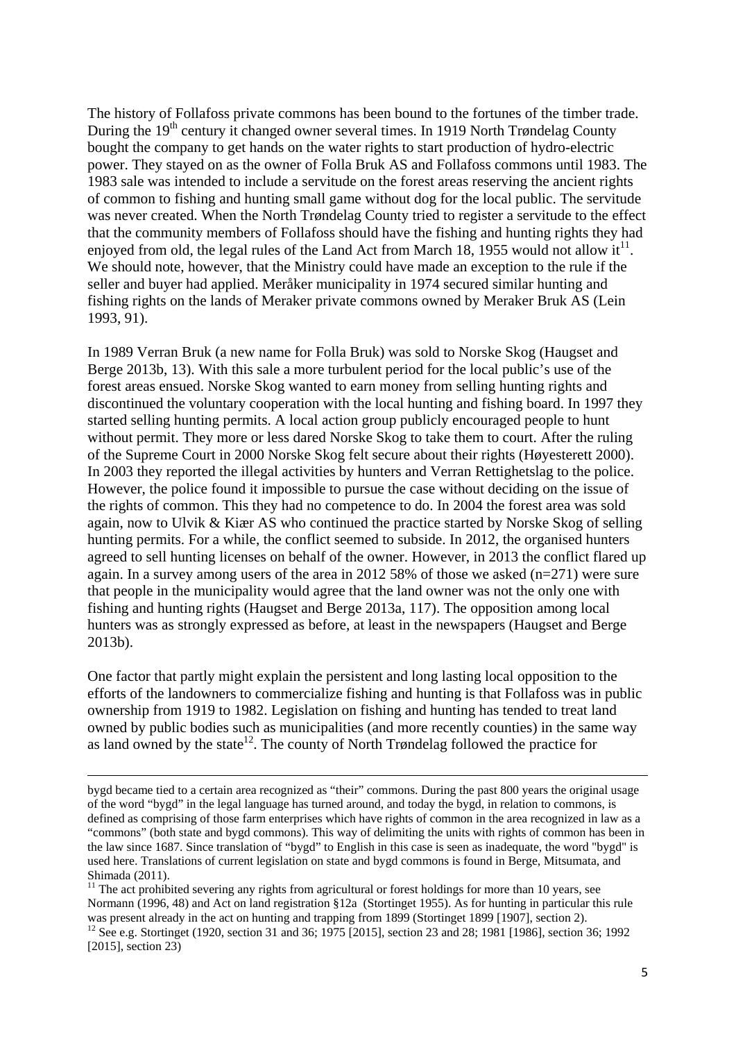The history of Follafoss private commons has been bound to the fortunes of the timber trade. During the 19th century it changed owner several times. In 1919 North Trøndelag County bought the company to get hands on the water rights to start production of hydro-electric power. They stayed on as the owner of Folla Bruk AS and Follafoss commons until 1983. The 1983 sale was intended to include a servitude on the forest areas reserving the ancient rights of common to fishing and hunting small game without dog for the local public. The servitude was never created. When the North Trøndelag County tried to register a servitude to the effect that the community members of Follafoss should have the fishing and hunting rights they had enjoyed from old, the legal rules of the Land Act from March 18, 1955 would not allow it[11]. We should note, however, that the Ministry could have made an exception to the rule if the seller and buyer had applied. Meråker municipality in 1974 secured similar hunting and fishing rights on the lands of Meraker private commons owned by Meraker Bruk AS (Lein 1993, 91).

In 1989 Verran Bruk (a new name for Folla Bruk) was sold to Norske Skog (Haugset and Berge 2013b, 13). With this sale a more turbulent period for the local public's use of the forest areas ensued. Norske Skog wanted to earn money from selling hunting rights and discontinued the voluntary cooperation with the local hunting and fishing board. In 1997 they started selling hunting permits. A local action group publicly encouraged people to hunt without permit. They more or less dared Norske Skog to take them to court. After the ruling of the Supreme Court in 2000 Norske Skog felt secure about their rights (Høyesterett 2000). In 2003 they reported the illegal activities by hunters and Verran Rettighetslag to the police. However, the police found it impossible to pursue the case without deciding on the issue of the rights of common. This they had no competence to do. In 2004 the forest area was sold again, now to Ulvik & Kiær AS who continued the practice started by Norske Skog of selling hunting permits. For a while, the conflict seemed to subside. In 2012, the organised hunters agreed to sell hunting licenses on behalf of the owner. However, in 2013 the conflict flared up again. In a survey among users of the area in 2012 58% of those we asked (n=271) were sure that people in the municipality would agree that the land owner was not the only one with fishing and hunting rights (Haugset and Berge 2013a, 117). The opposition among local hunters was as strongly expressed as before, at least in the newspapers (Haugset and Berge 2013b).

One factor that partly might explain the persistent and long lasting local opposition to the efforts of the landowners to commercialize fishing and hunting is that Follafoss was in public ownership from 1919 to 1982. Legislation on fishing and hunting has tended to treat land owned by public bodies such as municipalities (and more recently counties) in the same way as land owned by the state[12]. The county of North Trøndelag followed the practice for

---

bygd became tied to a certain area recognized as "their" commons. During the past 800 years the original usage of the word "bygd" in the legal language has turned around, and today the bygd, in relation to commons, is defined as comprising of those farm enterprises which have rights of common in the area recognized in law as a "commons" (both state and bygd commons). This way of delimiting the units with rights of common has been in the law since 1687. Since translation of "bygd" to English in this case is seen as inadequate, the word "bygd" is used here. Translations of current legislation on state and bygd commons is found in Berge, Mitsumata, and Shimada (2011).

[11] The act prohibited severing any rights from agricultural or forest holdings for more than 10 years, see Normann (1996, 48) and Act on land registration §12a (Stortinget 1955). As for hunting in particular this rule was present already in the act on hunting and trapping from 1899 (Stortinget 1899 [1907], section 2).

[12] See e.g. Stortinget (1920, section 31 and 36; 1975 [2015], section 23 and 28; 1981 [1986], section 36; 1992 [2015], section 23)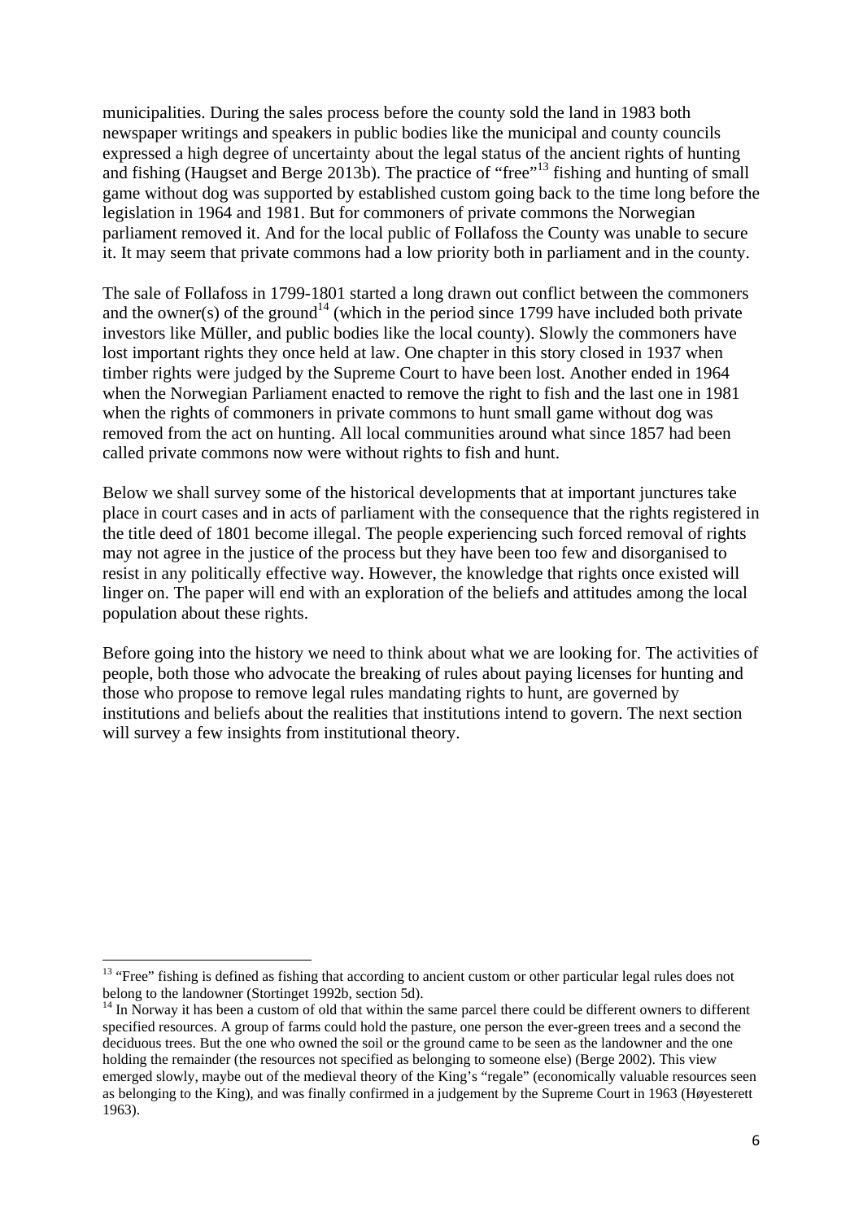municipalities. During the sales process before the county sold the land in 1983 both newspaper writings and speakers in public bodies like the municipal and county councils expressed a high degree of uncertainty about the legal status of the ancient rights of hunting and fishing (Haugset and Berge 2013b). The practice of "free"[13] fishing and hunting of small game without dog was supported by established custom going back to the time long before the legislation in 1964 and 1981. But for commoners of private commons the Norwegian parliament removed it. And for the local public of Follafoss the County was unable to secure it. It may seem that private commons had a low priority both in parliament and in the county.

The sale of Follafoss in 1799-1801 started a long drawn out conflict between the commoners and the owner(s) of the ground[14] (which in the period since 1799 have included both private investors like Müller, and public bodies like the local county). Slowly the commoners have lost important rights they once held at law. One chapter in this story closed in 1937 when timber rights were judged by the Supreme Court to have been lost. Another ended in 1964 when the Norwegian Parliament enacted to remove the right to fish and the last one in 1981 when the rights of commoners in private commons to hunt small game without dog was removed from the act on hunting. All local communities around what since 1857 had been called private commons now were without rights to fish and hunt.

Below we shall survey some of the historical developments that at important junctures take place in court cases and in acts of parliament with the consequence that the rights registered in the title deed of 1801 become illegal. The people experiencing such forced removal of rights may not agree in the justice of the process but they have been too few and disorganised to resist in any politically effective way. However, the knowledge that rights once existed will linger on. The paper will end with an exploration of the beliefs and attitudes among the local population about these rights.

Before going into the history we need to think about what we are looking for. The activities of people, both those who advocate the breaking of rules about paying licenses for hunting and those who propose to remove legal rules mandating rights to hunt, are governed by institutions and beliefs about the realities that institutions intend to govern. The next section will survey a few insights from institutional theory.

---

[13] "Free" fishing is defined as fishing that according to ancient custom or other particular legal rules does not belong to the landowner (Stortinget 1992b, section 5d).

[14] In Norway it has been a custom of old that within the same parcel there could be different owners to different specified resources. A group of farms could hold the pasture, one person the ever-green trees and a second the deciduous trees. But the one who owned the soil or the ground came to be seen as the landowner and the one holding the remainder (the resources not specified as belonging to someone else) (Berge 2002). This view emerged slowly, maybe out of the medieval theory of the King's "regale" (economically valuable resources seen as belonging to the King), and was finally confirmed in a judgement by the Supreme Court in 1963 (Høyesterett 1963).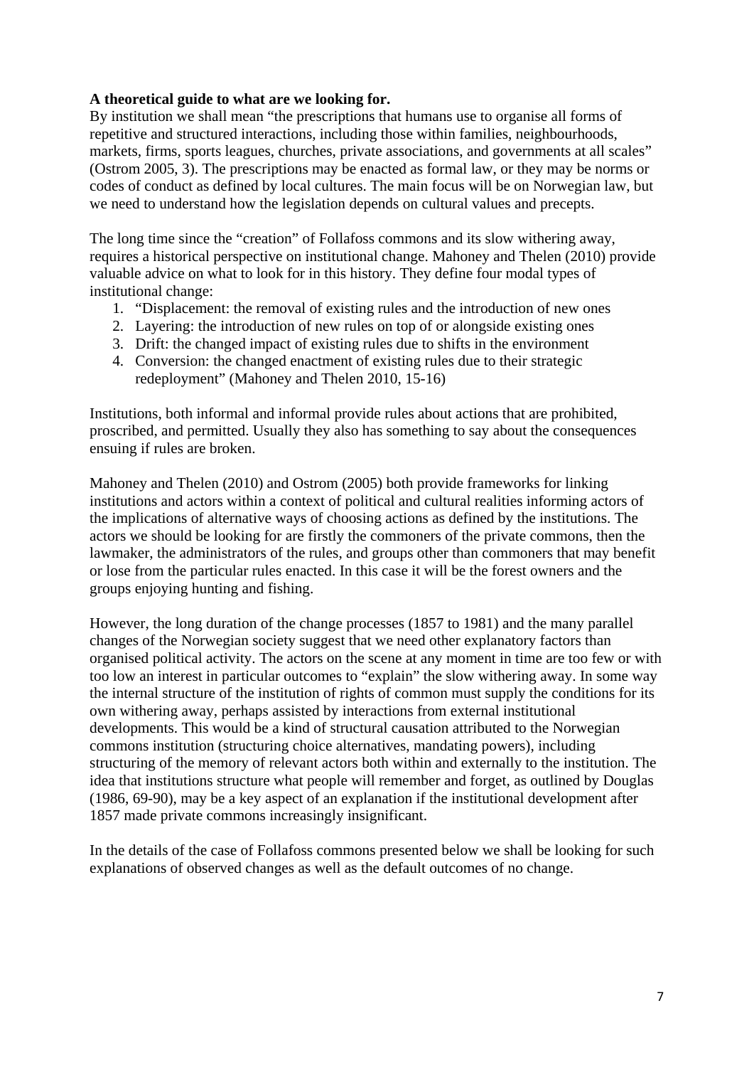**A theoretical guide to what are we looking for.**

By institution we shall mean "the prescriptions that humans use to organise all forms of repetitive and structured interactions, including those within families, neighbourhoods, markets, firms, sports leagues, churches, private associations, and governments at all scales" (Ostrom 2005, 3). The prescriptions may be enacted as formal law, or they may be norms or codes of conduct as defined by local cultures. The main focus will be on Norwegian law, but we need to understand how the legislation depends on cultural values and precepts.

The long time since the "creation" of Follafoss commons and its slow withering away, requires a historical perspective on institutional change. Mahoney and Thelen (2010) provide valuable advice on what to look for in this history. They define four modal types of institutional change:

1. "Displacement: the removal of existing rules and the introduction of new ones
2. Layering: the introduction of new rules on top of or alongside existing ones
3. Drift: the changed impact of existing rules due to shifts in the environment
4. Conversion: the changed enactment of existing rules due to their strategic redeployment" (Mahoney and Thelen 2010, 15-16)

Institutions, both informal and informal provide rules about actions that are prohibited, proscribed, and permitted. Usually they also has something to say about the consequences ensuing if rules are broken.

Mahoney and Thelen (2010) and Ostrom (2005) both provide frameworks for linking institutions and actors within a context of political and cultural realities informing actors of the implications of alternative ways of choosing actions as defined by the institutions. The actors we should be looking for are firstly the commoners of the private commons, then the lawmaker, the administrators of the rules, and groups other than commoners that may benefit or lose from the particular rules enacted. In this case it will be the forest owners and the groups enjoying hunting and fishing.

However, the long duration of the change processes (1857 to 1981) and the many parallel changes of the Norwegian society suggest that we need other explanatory factors than organised political activity. The actors on the scene at any moment in time are too few or with too low an interest in particular outcomes to "explain" the slow withering away. In some way the internal structure of the institution of rights of common must supply the conditions for its own withering away, perhaps assisted by interactions from external institutional developments. This would be a kind of structural causation attributed to the Norwegian commons institution (structuring choice alternatives, mandating powers), including structuring of the memory of relevant actors both within and externally to the institution. The idea that institutions structure what people will remember and forget, as outlined by Douglas (1986, 69-90), may be a key aspect of an explanation if the institutional development after 1857 made private commons increasingly insignificant.

In the details of the case of Follafoss commons presented below we shall be looking for such explanations of observed changes as well as the default outcomes of no change.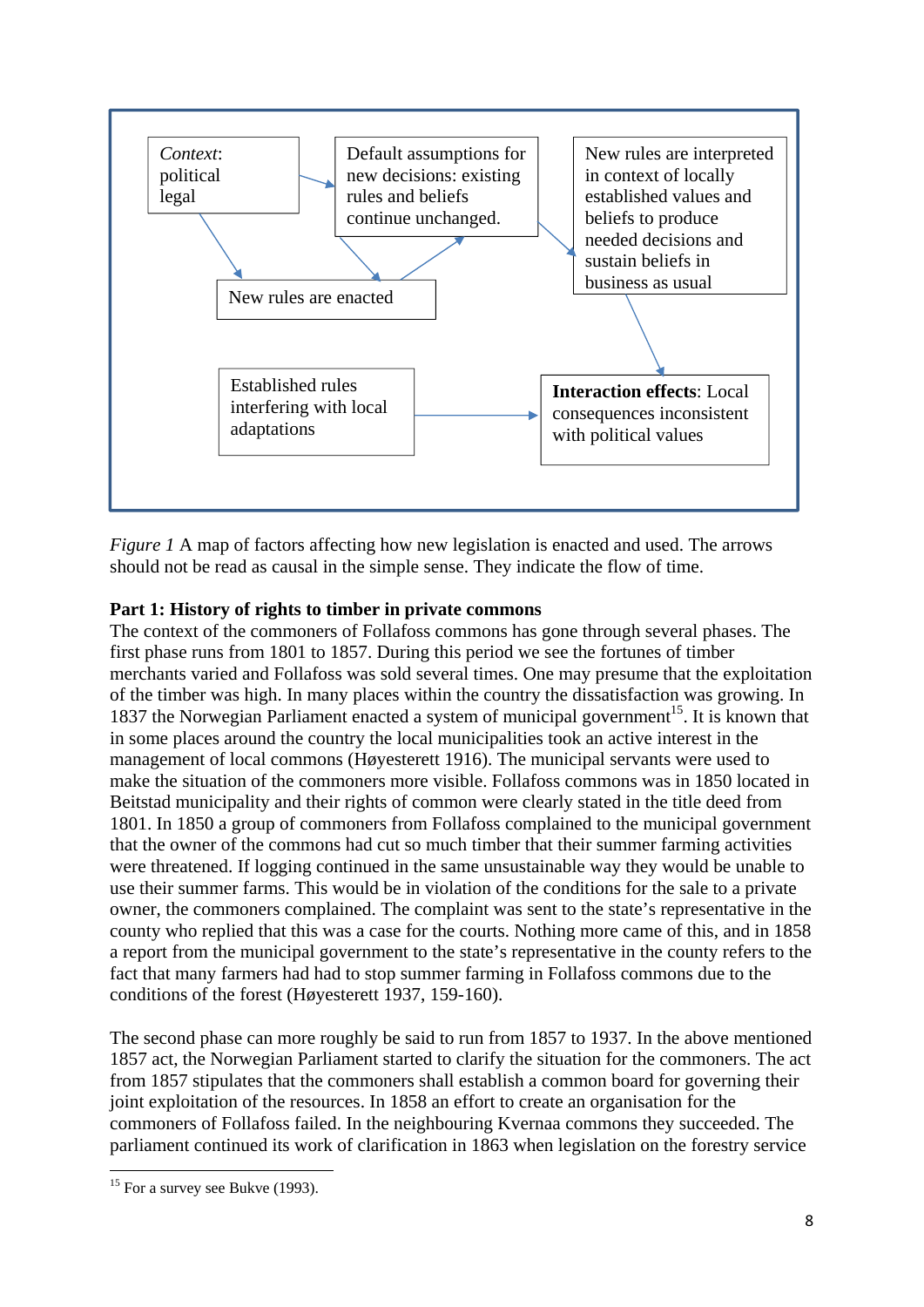*Context*: political legal

Default assumptions for new decisions: existing rules and beliefs continue unchanged.

New rules are interpreted in context of locally established values and beliefs to produce needed decisions and sustain beliefs in business as usual

New rules are enacted

Established rules interfering with local adaptations

**Interaction effects**: Local consequences inconsistent with political values

*Figure 1* A map of factors affecting how new legislation is enacted and used. The arrows should not be read as causal in the simple sense. They indicate the flow of time.

**Part 1: History of rights to timber in private commons**

The context of the commoners of Follafoss commons has gone through several phases. The first phase runs from 1801 to 1857. During this period we see the fortunes of timber merchants varied and Follafoss was sold several times. One may presume that the exploitation of the timber was high. In many places within the country the dissatisfaction was growing. In 1837 the Norwegian Parliament enacted a system of municipal government[15]. It is known that in some places around the country the local municipalities took an active interest in the management of local commons (Høyesterett 1916). The municipal servants were used to make the situation of the commoners more visible. Follafoss commons was in 1850 located in Beitstad municipality and their rights of common were clearly stated in the title deed from 1801. In 1850 a group of commoners from Follafoss complained to the municipal government that the owner of the commons had cut so much timber that their summer farming activities were threatened. If logging continued in the same unsustainable way they would be unable to use their summer farms. This would be in violation of the conditions for the sale to a private owner, the commoners complained. The complaint was sent to the state's representative in the county who replied that this was a case for the courts. Nothing more came of this, and in 1858 a report from the municipal government to the state's representative in the county refers to the fact that many farmers had had to stop summer farming in Follafoss commons due to the conditions of the forest (Høyesterett 1937, 159-160).

The second phase can more roughly be said to run from 1857 to 1937. In the above mentioned 1857 act, the Norwegian Parliament started to clarify the situation for the commoners. The act from 1857 stipulates that the commoners shall establish a common board for governing their joint exploitation of the resources. In 1858 an effort to create an organisation for the commoners of Follafoss failed. In the neighbouring Kvernaa commons they succeeded. The parliament continued its work of clarification in 1863 when legislation on the forestry service

[15] For a survey see Bukve (1993).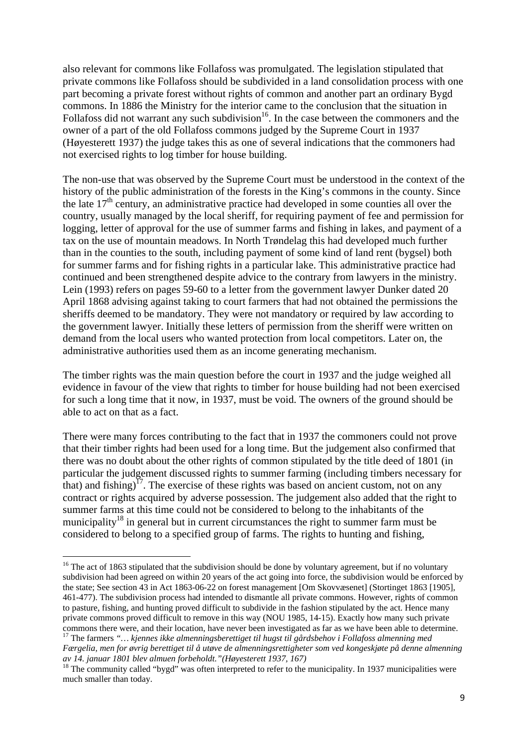also relevant for commons like Follafoss was promulgated. The legislation stipulated that private commons like Follafoss should be subdivided in a land consolidation process with one part becoming a private forest without rights of common and another part an ordinary Bygd commons. In 1886 the Ministry for the interior came to the conclusion that the situation in Follafoss did not warrant any such subdivision[16]. In the case between the commoners and the owner of a part of the old Follafoss commons judged by the Supreme Court in 1937 (Høyesterett 1937) the judge takes this as one of several indications that the commoners had not exercised rights to log timber for house building.

The non-use that was observed by the Supreme Court must be understood in the context of the history of the public administration of the forests in the King's commons in the county. Since the late 17th century, an administrative practice had developed in some counties all over the country, usually managed by the local sheriff, for requiring payment of fee and permission for logging, letter of approval for the use of summer farms and fishing in lakes, and payment of a tax on the use of mountain meadows. In North Trøndelag this had developed much further than in the counties to the south, including payment of some kind of land rent (bygsel) both for summer farms and for fishing rights in a particular lake. This administrative practice had continued and been strengthened despite advice to the contrary from lawyers in the ministry. Lein (1993) refers on pages 59-60 to a letter from the government lawyer Dunker dated 20 April 1868 advising against taking to court farmers that had not obtained the permissions the sheriffs deemed to be mandatory. They were not mandatory or required by law according to the government lawyer. Initially these letters of permission from the sheriff were written on demand from the local users who wanted protection from local competitors. Later on, the administrative authorities used them as an income generating mechanism.

The timber rights was the main question before the court in 1937 and the judge weighed all evidence in favour of the view that rights to timber for house building had not been exercised for such a long time that it now, in 1937, must be void. The owners of the ground should be able to act on that as a fact.

There were many forces contributing to the fact that in 1937 the commoners could not prove that their timber rights had been used for a long time. But the judgement also confirmed that there was no doubt about the other rights of common stipulated by the title deed of 1801 (in particular the judgement discussed rights to summer farming (including timbers necessary for that) and fishing)[17]. The exercise of these rights was based on ancient custom, not on any contract or rights acquired by adverse possession. The judgement also added that the right to summer farms at this time could not be considered to belong to the inhabitants of the municipality[18] in general but in current circumstances the right to summer farm must be considered to belong to a specified group of farms. The rights to hunting and fishing,

---

[16] The act of 1863 stipulated that the subdivision should be done by voluntary agreement, but if no voluntary subdivision had been agreed on within 20 years of the act going into force, the subdivision would be enforced by the state; See section 43 in Act 1863-06-22 on forest management [Om Skovvæsenet] (Stortinget 1863 [1905], 461-477). The subdivision process had intended to dismantle all private commons. However, rights of common to pasture, fishing, and hunting proved difficult to subdivide in the fashion stipulated by the act. Hence many private commons proved difficult to remove in this way (NOU 1985, 14-15). Exactly how many such private commons there were, and their location, have never been investigated as far as we have been able to determine.

[17] The farmers *"… kjennes ikke almenningsberettiget til hugst til gårdsbehov i Follafoss almenning med Færgelia, men for øvrig berettiget til å utøve de almenningsrettigheter som ved kongeskjøte på denne almenning av 14. januar 1801 blev almuen forbeholdt."(Høyesterett 1937, 167)*

[18] The community called "bygd" was often interpreted to refer to the municipality. In 1937 municipalities were much smaller than today.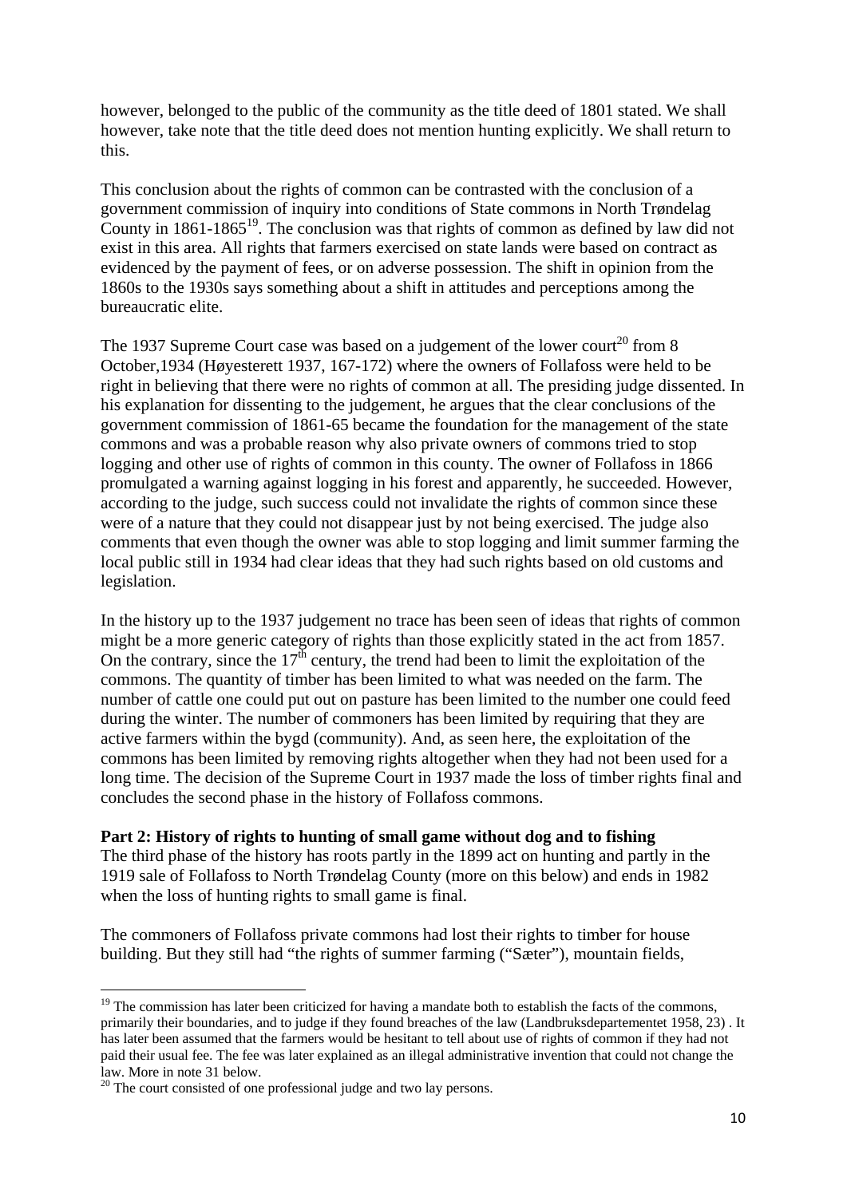however, belonged to the public of the community as the title deed of 1801 stated. We shall however, take note that the title deed does not mention hunting explicitly. We shall return to this.

This conclusion about the rights of common can be contrasted with the conclusion of a government commission of inquiry into conditions of State commons in North Trøndelag County in 1861-1865[19]. The conclusion was that rights of common as defined by law did not exist in this area. All rights that farmers exercised on state lands were based on contract as evidenced by the payment of fees, or on adverse possession. The shift in opinion from the 1860s to the 1930s says something about a shift in attitudes and perceptions among the bureaucratic elite.

The 1937 Supreme Court case was based on a judgement of the lower court[20] from 8 October,1934 (Høyesterett 1937, 167-172) where the owners of Follafoss were held to be right in believing that there were no rights of common at all. The presiding judge dissented. In his explanation for dissenting to the judgement, he argues that the clear conclusions of the government commission of 1861-65 became the foundation for the management of the state commons and was a probable reason why also private owners of commons tried to stop logging and other use of rights of common in this county. The owner of Follafoss in 1866 promulgated a warning against logging in his forest and apparently, he succeeded. However, according to the judge, such success could not invalidate the rights of common since these were of a nature that they could not disappear just by not being exercised. The judge also comments that even though the owner was able to stop logging and limit summer farming the local public still in 1934 had clear ideas that they had such rights based on old customs and legislation.

In the history up to the 1937 judgement no trace has been seen of ideas that rights of common might be a more generic category of rights than those explicitly stated in the act from 1857. On the contrary, since the 17th century, the trend had been to limit the exploitation of the commons. The quantity of timber has been limited to what was needed on the farm. The number of cattle one could put out on pasture has been limited to the number one could feed during the winter. The number of commoners has been limited by requiring that they are active farmers within the bygd (community). And, as seen here, the exploitation of the commons has been limited by removing rights altogether when they had not been used for a long time. The decision of the Supreme Court in 1937 made the loss of timber rights final and concludes the second phase in the history of Follafoss commons.

**Part 2: History of rights to hunting of small game without dog and to fishing**

The third phase of the history has roots partly in the 1899 act on hunting and partly in the 1919 sale of Follafoss to North Trøndelag County (more on this below) and ends in 1982 when the loss of hunting rights to small game is final.

The commoners of Follafoss private commons had lost their rights to timber for house building. But they still had "the rights of summer farming ("Sæter"), mountain fields,

---

[19] The commission has later been criticized for having a mandate both to establish the facts of the commons, primarily their boundaries, and to judge if they found breaches of the law (Landbruksdepartementet 1958, 23) . It has later been assumed that the farmers would be hesitant to tell about use of rights of common if they had not paid their usual fee. The fee was later explained as an illegal administrative invention that could not change the law. More in note 31 below.

[20] The court consisted of one professional judge and two lay persons.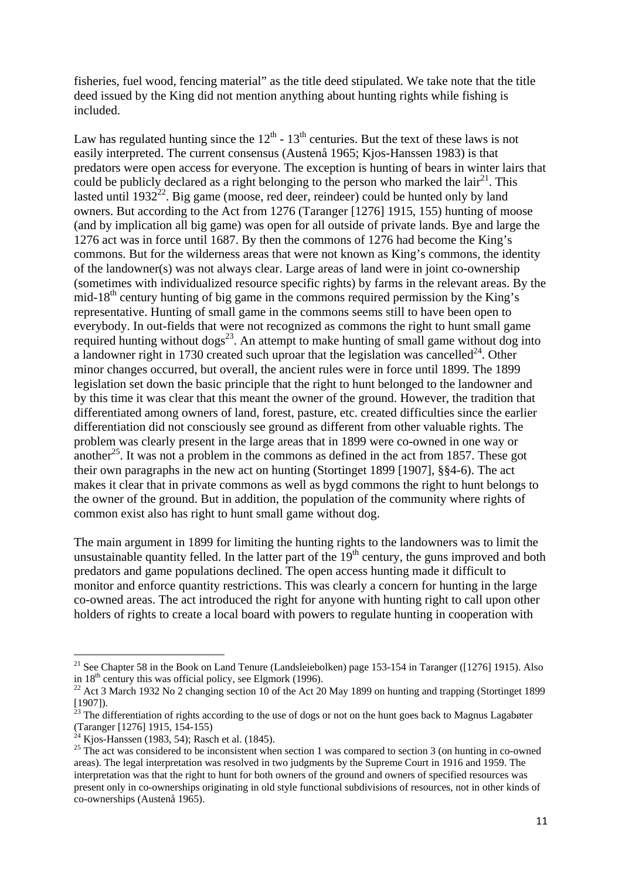fisheries, fuel wood, fencing material" as the title deed stipulated. We take note that the title deed issued by the King did not mention anything about hunting rights while fishing is included.

Law has regulated hunting since the $12^{th}$ - $13^{th}$ centuries. But the text of these laws is not easily interpreted. The current consensus (Austenå 1965; Kjos-Hanssen 1983) is that predators were open access for everyone. The exception is hunting of bears in winter lairs that could be publicly declared as a right belonging to the person who marked the lair[21]. This lasted until 1932[22]. Big game (moose, red deer, reindeer) could be hunted only by land owners. But according to the Act from 1276 (Taranger [1276] 1915, 155) hunting of moose (and by implication all big game) was open for all outside of private lands. Bye and large the 1276 act was in force until 1687. By then the commons of 1276 had become the King's commons. But for the wilderness areas that were not known as King's commons, the identity of the landowner(s) was not always clear. Large areas of land were in joint co-ownership (sometimes with individualized resource specific rights) by farms in the relevant areas. By the mid-$18^{th}$ century hunting of big game in the commons required permission by the King's representative. Hunting of small game in the commons seems still to have been open to everybody. In out-fields that were not recognized as commons the right to hunt small game required hunting without dogs[23]. An attempt to make hunting of small game without dog into a landowner right in 1730 created such uproar that the legislation was cancelled[24]. Other minor changes occurred, but overall, the ancient rules were in force until 1899. The 1899 legislation set down the basic principle that the right to hunt belonged to the landowner and by this time it was clear that this meant the owner of the ground. However, the tradition that differentiated among owners of land, forest, pasture, etc. created difficulties since the earlier differentiation did not consciously see ground as different from other valuable rights. The problem was clearly present in the large areas that in 1899 were co-owned in one way or another[25]. It was not a problem in the commons as defined in the act from 1857. These got their own paragraphs in the new act on hunting (Stortinget 1899 [1907], §§4-6). The act makes it clear that in private commons as well as bygd commons the right to hunt belongs to the owner of the ground. But in addition, the population of the community where rights of common exist also has right to hunt small game without dog.

The main argument in 1899 for limiting the hunting rights to the landowners was to limit the unsustainable quantity felled. In the latter part of the $19^{th}$ century, the guns improved and both predators and game populations declined. The open access hunting made it difficult to monitor and enforce quantity restrictions. This was clearly a concern for hunting in the large co-owned areas. The act introduced the right for anyone with hunting right to call upon other holders of rights to create a local board with powers to regulate hunting in cooperation with

[21] See Chapter 58 in the Book on Land Tenure (Landsleiebolken) page 153-154 in Taranger ([1276] 1915). Also in $18^{th}$ century this was official policy, see Elgmork (1996).

[22] Act 3 March 1932 No 2 changing section 10 of the Act 20 May 1899 on hunting and trapping (Stortinget 1899 [1907]).

[23] The differentiation of rights according to the use of dogs or not on the hunt goes back to Magnus Lagabøter (Taranger [1276] 1915, 154-155)

[24] Kjos-Hanssen (1983, 54); Rasch et al. (1845).

[25] The act was considered to be inconsistent when section 1 was compared to section 3 (on hunting in co-owned areas). The legal interpretation was resolved in two judgments by the Supreme Court in 1916 and 1959. The interpretation was that the right to hunt for both owners of the ground and owners of specified resources was present only in co-ownerships originating in old style functional subdivisions of resources, not in other kinds of co-ownerships (Austenå 1965).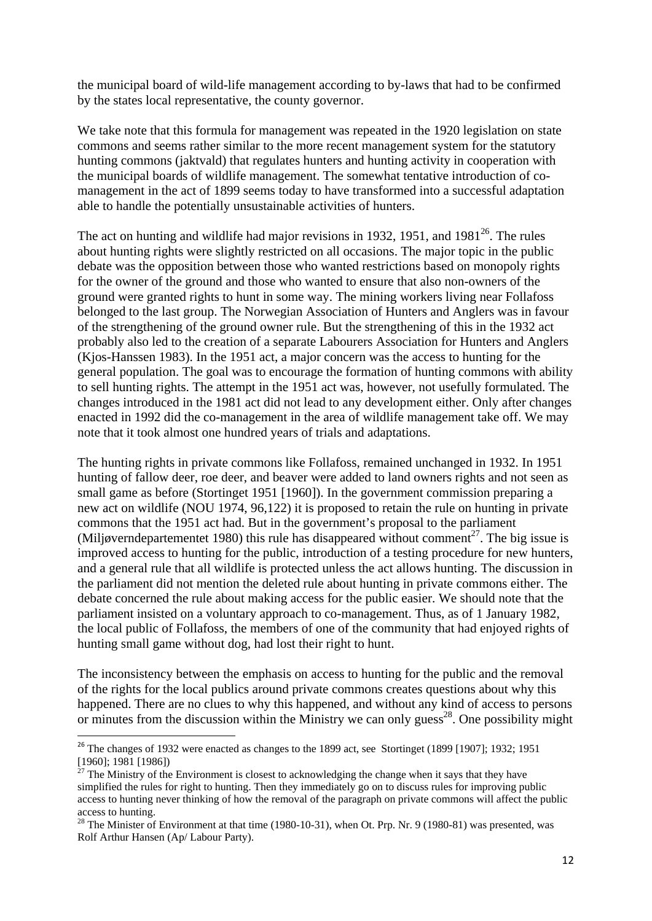the municipal board of wild-life management according to by-laws that had to be confirmed by the states local representative, the county governor.

We take note that this formula for management was repeated in the 1920 legislation on state commons and seems rather similar to the more recent management system for the statutory hunting commons (jaktvald) that regulates hunters and hunting activity in cooperation with the municipal boards of wildlife management. The somewhat tentative introduction of co-management in the act of 1899 seems today to have transformed into a successful adaptation able to handle the potentially unsustainable activities of hunters.

The act on hunting and wildlife had major revisions in 1932, 1951, and 1981[26]. The rules about hunting rights were slightly restricted on all occasions. The major topic in the public debate was the opposition between those who wanted restrictions based on monopoly rights for the owner of the ground and those who wanted to ensure that also non-owners of the ground were granted rights to hunt in some way. The mining workers living near Follafoss belonged to the last group. The Norwegian Association of Hunters and Anglers was in favour of the strengthening of the ground owner rule. But the strengthening of this in the 1932 act probably also led to the creation of a separate Labourers Association for Hunters and Anglers (Kjos-Hanssen 1983). In the 1951 act, a major concern was the access to hunting for the general population. The goal was to encourage the formation of hunting commons with ability to sell hunting rights. The attempt in the 1951 act was, however, not usefully formulated. The changes introduced in the 1981 act did not lead to any development either. Only after changes enacted in 1992 did the co-management in the area of wildlife management take off. We may note that it took almost one hundred years of trials and adaptations.

The hunting rights in private commons like Follafoss, remained unchanged in 1932. In 1951 hunting of fallow deer, roe deer, and beaver were added to land owners rights and not seen as small game as before (Stortinget 1951 [1960]). In the government commission preparing a new act on wildlife (NOU 1974, 96,122) it is proposed to retain the rule on hunting in private commons that the 1951 act had. But in the government's proposal to the parliament (Miljøverndepartementet 1980) this rule has disappeared without comment[27]. The big issue is improved access to hunting for the public, introduction of a testing procedure for new hunters, and a general rule that all wildlife is protected unless the act allows hunting. The discussion in the parliament did not mention the deleted rule about hunting in private commons either. The debate concerned the rule about making access for the public easier. We should note that the parliament insisted on a voluntary approach to co-management. Thus, as of 1 January 1982, the local public of Follafoss, the members of one of the community that had enjoyed rights of hunting small game without dog, had lost their right to hunt.

The inconsistency between the emphasis on access to hunting for the public and the removal of the rights for the local publics around private commons creates questions about why this happened. There are no clues to why this happened, and without any kind of access to persons or minutes from the discussion within the Ministry we can only guess[28]. One possibility might

---

[26] The changes of 1932 were enacted as changes to the 1899 act, see Stortinget (1899 [1907]; 1932; 1951 [1960]; 1981 [1986])

[27] The Ministry of the Environment is closest to acknowledging the change when it says that they have simplified the rules for right to hunting. Then they immediately go on to discuss rules for improving public access to hunting never thinking of how the removal of the paragraph on private commons will affect the public access to hunting.

[28] The Minister of Environment at that time (1980-10-31), when Ot. Prp. Nr. 9 (1980-81) was presented, was Rolf Arthur Hansen (Ap/ Labour Party).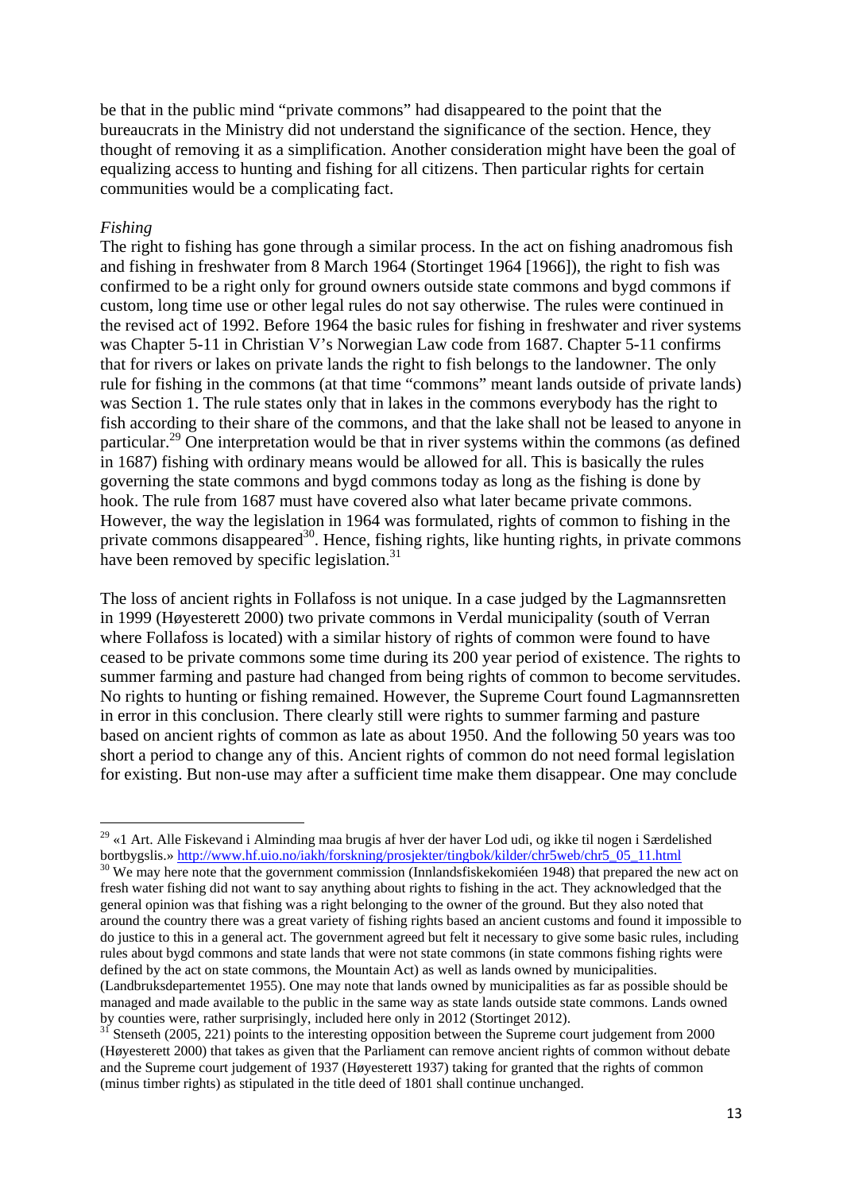be that in the public mind "private commons" had disappeared to the point that the bureaucrats in the Ministry did not understand the significance of the section. Hence, they thought of removing it as a simplification. Another consideration might have been the goal of equalizing access to hunting and fishing for all citizens. Then particular rights for certain communities would be a complicating fact.

*Fishing*

The right to fishing has gone through a similar process. In the act on fishing anadromous fish and fishing in freshwater from 8 March 1964 (Stortinget 1964 [1966]), the right to fish was confirmed to be a right only for ground owners outside state commons and bygd commons if custom, long time use or other legal rules do not say otherwise. The rules were continued in the revised act of 1992. Before 1964 the basic rules for fishing in freshwater and river systems was Chapter 5-11 in Christian V's Norwegian Law code from 1687. Chapter 5-11 confirms that for rivers or lakes on private lands the right to fish belongs to the landowner. The only rule for fishing in the commons (at that time "commons" meant lands outside of private lands) was Section 1. The rule states only that in lakes in the commons everybody has the right to fish according to their share of the commons, and that the lake shall not be leased to anyone in particular.[29] One interpretation would be that in river systems within the commons (as defined in 1687) fishing with ordinary means would be allowed for all. This is basically the rules governing the state commons and bygd commons today as long as the fishing is done by hook. The rule from 1687 must have covered also what later became private commons. However, the way the legislation in 1964 was formulated, rights of common to fishing in the private commons disappeared[30]. Hence, fishing rights, like hunting rights, in private commons have been removed by specific legislation.[31]

The loss of ancient rights in Follafoss is not unique. In a case judged by the Lagmannsretten in 1999 (Høyesterett 2000) two private commons in Verdal municipality (south of Verran where Follafoss is located) with a similar history of rights of common were found to have ceased to be private commons some time during its 200 year period of existence. The rights to summer farming and pasture had changed from being rights of common to become servitudes. No rights to hunting or fishing remained. However, the Supreme Court found Lagmannsretten in error in this conclusion. There clearly still were rights to summer farming and pasture based on ancient rights of common as late as about 1950. And the following 50 years was too short a period to change any of this. Ancient rights of common do not need formal legislation for existing. But non-use may after a sufficient time make them disappear. One may conclude

---

[29] «1 Art. Alle Fiskevand i Alminding maa brugis af hver der haver Lod udi, og ikke til nogen i Særdelished bortbygslis.» http://www.hf.uio.no/iakh/forskning/prosjekter/tingbok/kilder/chr5web/chr5_05_11.html

[30] We may here note that the government commission (Innlandsfiskekomiéen 1948) that prepared the new act on fresh water fishing did not want to say anything about rights to fishing in the act. They acknowledged that the general opinion was that fishing was a right belonging to the owner of the ground. But they also noted that around the country there was a great variety of fishing rights based an ancient customs and found it impossible to do justice to this in a general act. The government agreed but felt it necessary to give some basic rules, including rules about bygd commons and state lands that were not state commons (in state commons fishing rights were defined by the act on state commons, the Mountain Act) as well as lands owned by municipalities. (Landbruksdepartementet 1955). One may note that lands owned by municipalities as far as possible should be managed and made available to the public in the same way as state lands outside state commons. Lands owned by counties were, rather surprisingly, included here only in 2012 (Stortinget 2012).

[31] Stenseth (2005, 221) points to the interesting opposition between the Supreme court judgement from 2000 (Høyesterett 2000) that takes as given that the Parliament can remove ancient rights of common without debate and the Supreme court judgement of 1937 (Høyesterett 1937) taking for granted that the rights of common (minus timber rights) as stipulated in the title deed of 1801 shall continue unchanged.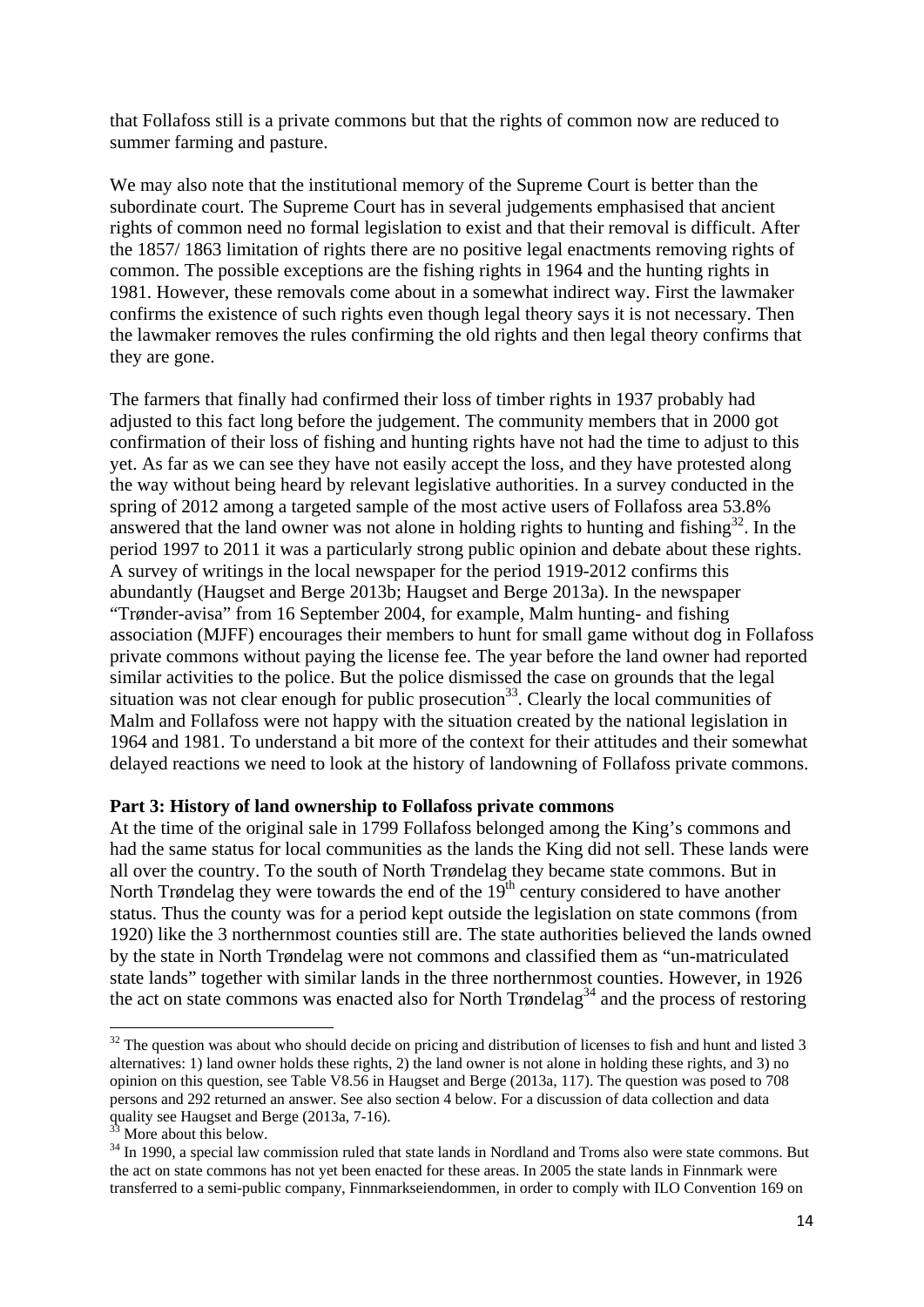that Follafoss still is a private commons but that the rights of common now are reduced to summer farming and pasture.

We may also note that the institutional memory of the Supreme Court is better than the subordinate court. The Supreme Court has in several judgements emphasised that ancient rights of common need no formal legislation to exist and that their removal is difficult. After the 1857/ 1863 limitation of rights there are no positive legal enactments removing rights of common. The possible exceptions are the fishing rights in 1964 and the hunting rights in 1981. However, these removals come about in a somewhat indirect way. First the lawmaker confirms the existence of such rights even though legal theory says it is not necessary. Then the lawmaker removes the rules confirming the old rights and then legal theory confirms that they are gone.

The farmers that finally had confirmed their loss of timber rights in 1937 probably had adjusted to this fact long before the judgement. The community members that in 2000 got confirmation of their loss of fishing and hunting rights have not had the time to adjust to this yet. As far as we can see they have not easily accept the loss, and they have protested along the way without being heard by relevant legislative authorities. In a survey conducted in the spring of 2012 among a targeted sample of the most active users of Follafoss area 53.8% answered that the land owner was not alone in holding rights to hunting and fishing[32]. In the period 1997 to 2011 it was a particularly strong public opinion and debate about these rights. A survey of writings in the local newspaper for the period 1919-2012 confirms this abundantly (Haugset and Berge 2013b; Haugset and Berge 2013a). In the newspaper "Trønder-avisa" from 16 September 2004, for example, Malm hunting- and fishing association (MJFF) encourages their members to hunt for small game without dog in Follafoss private commons without paying the license fee. The year before the land owner had reported similar activities to the police. But the police dismissed the case on grounds that the legal situation was not clear enough for public prosecution[33]. Clearly the local communities of Malm and Follafoss were not happy with the situation created by the national legislation in 1964 and 1981. To understand a bit more of the context for their attitudes and their somewhat delayed reactions we need to look at the history of landowning of Follafoss private commons.

**Part 3: History of land ownership to Follafoss private commons**

At the time of the original sale in 1799 Follafoss belonged among the King's commons and had the same status for local communities as the lands the King did not sell. These lands were all over the country. To the south of North Trøndelag they became state commons. But in North Trøndelag they were towards the end of the 19th century considered to have another status. Thus the county was for a period kept outside the legislation on state commons (from 1920) like the 3 northernmost counties still are. The state authorities believed the lands owned by the state in North Trøndelag were not commons and classified them as "un-matriculated state lands" together with similar lands in the three northernmost counties. However, in 1926 the act on state commons was enacted also for North Trøndelag[34] and the process of restoring

---

[32] The question was about who should decide on pricing and distribution of licenses to fish and hunt and listed 3 alternatives: 1) land owner holds these rights, 2) the land owner is not alone in holding these rights, and 3) no opinion on this question, see Table V8.56 in Haugset and Berge (2013a, 117). The question was posed to 708 persons and 292 returned an answer. See also section 4 below. For a discussion of data collection and data quality see Haugset and Berge (2013a, 7-16).

[33] More about this below.

[34] In 1990, a special law commission ruled that state lands in Nordland and Troms also were state commons. But the act on state commons has not yet been enacted for these areas. In 2005 the state lands in Finnmark were transferred to a semi-public company, Finnmarkseiendommen, in order to comply with ILO Convention 169 on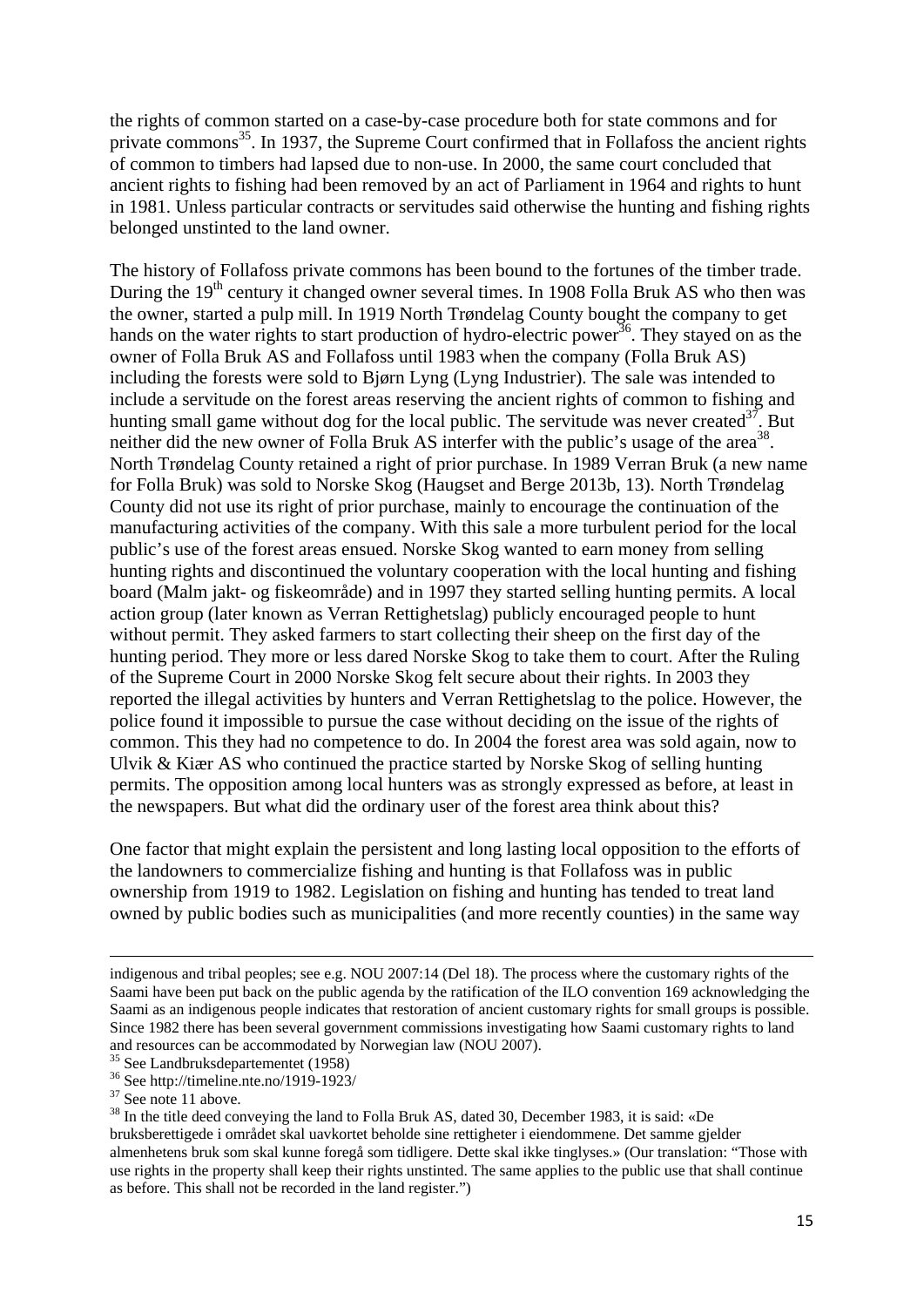the rights of common started on a case-by-case procedure both for state commons and for private commons[35]. In 1937, the Supreme Court confirmed that in Follafoss the ancient rights of common to timbers had lapsed due to non-use. In 2000, the same court concluded that ancient rights to fishing had been removed by an act of Parliament in 1964 and rights to hunt in 1981. Unless particular contracts or servitudes said otherwise the hunting and fishing rights belonged unstinted to the land owner.

The history of Follafoss private commons has been bound to the fortunes of the timber trade. During the 19[th] century it changed owner several times. In 1908 Folla Bruk AS who then was the owner, started a pulp mill. In 1919 North Trøndelag County bought the company to get hands on the water rights to start production of hydro-electric power[36]. They stayed on as the owner of Folla Bruk AS and Follafoss until 1983 when the company (Folla Bruk AS) including the forests were sold to Bjørn Lyng (Lyng Industrier). The sale was intended to include a servitude on the forest areas reserving the ancient rights of common to fishing and hunting small game without dog for the local public. The servitude was never created[37]. But neither did the new owner of Folla Bruk AS interfer with the public's usage of the area[38]. North Trøndelag County retained a right of prior purchase. In 1989 Verran Bruk (a new name for Folla Bruk) was sold to Norske Skog (Haugset and Berge 2013b, 13). North Trøndelag County did not use its right of prior purchase, mainly to encourage the continuation of the manufacturing activities of the company. With this sale a more turbulent period for the local public's use of the forest areas ensued. Norske Skog wanted to earn money from selling hunting rights and discontinued the voluntary cooperation with the local hunting and fishing board (Malm jakt- og fiskeområde) and in 1997 they started selling hunting permits. A local action group (later known as Verran Rettighetslag) publicly encouraged people to hunt without permit. They asked farmers to start collecting their sheep on the first day of the hunting period. They more or less dared Norske Skog to take them to court. After the Ruling of the Supreme Court in 2000 Norske Skog felt secure about their rights. In 2003 they reported the illegal activities by hunters and Verran Rettighetslag to the police. However, the police found it impossible to pursue the case without deciding on the issue of the rights of common. This they had no competence to do. In 2004 the forest area was sold again, now to Ulvik & Kiær AS who continued the practice started by Norske Skog of selling hunting permits. The opposition among local hunters was as strongly expressed as before, at least in the newspapers. But what did the ordinary user of the forest area think about this?

One factor that might explain the persistent and long lasting local opposition to the efforts of the landowners to commercialize fishing and hunting is that Follafoss was in public ownership from 1919 to 1982. Legislation on fishing and hunting has tended to treat land owned by public bodies such as municipalities (and more recently counties) in the same way

---

indigenous and tribal peoples; see e.g. NOU 2007:14 (Del 18). The process where the customary rights of the Saami have been put back on the public agenda by the ratification of the ILO convention 169 acknowledging the Saami as an indigenous people indicates that restoration of ancient customary rights for small groups is possible. Since 1982 there has been several government commissions investigating how Saami customary rights to land and resources can be accommodated by Norwegian law (NOU 2007).

[35] See Landbruksdepartementet (1958)

[36] See http://timeline.nte.no/1919-1923/

[37] See note 11 above.

[38] In the title deed conveying the land to Folla Bruk AS, dated 30, December 1983, it is said: «De bruksberettigede i området skal uavkortet beholde sine rettigheter i eiendommene. Det samme gjelder almenhetens bruk som skal kunne foregå som tidligere. Dette skal ikke tinglyses.» (Our translation: "Those with use rights in the property shall keep their rights unstinted. The same applies to the public use that shall continue as before. This shall not be recorded in the land register.")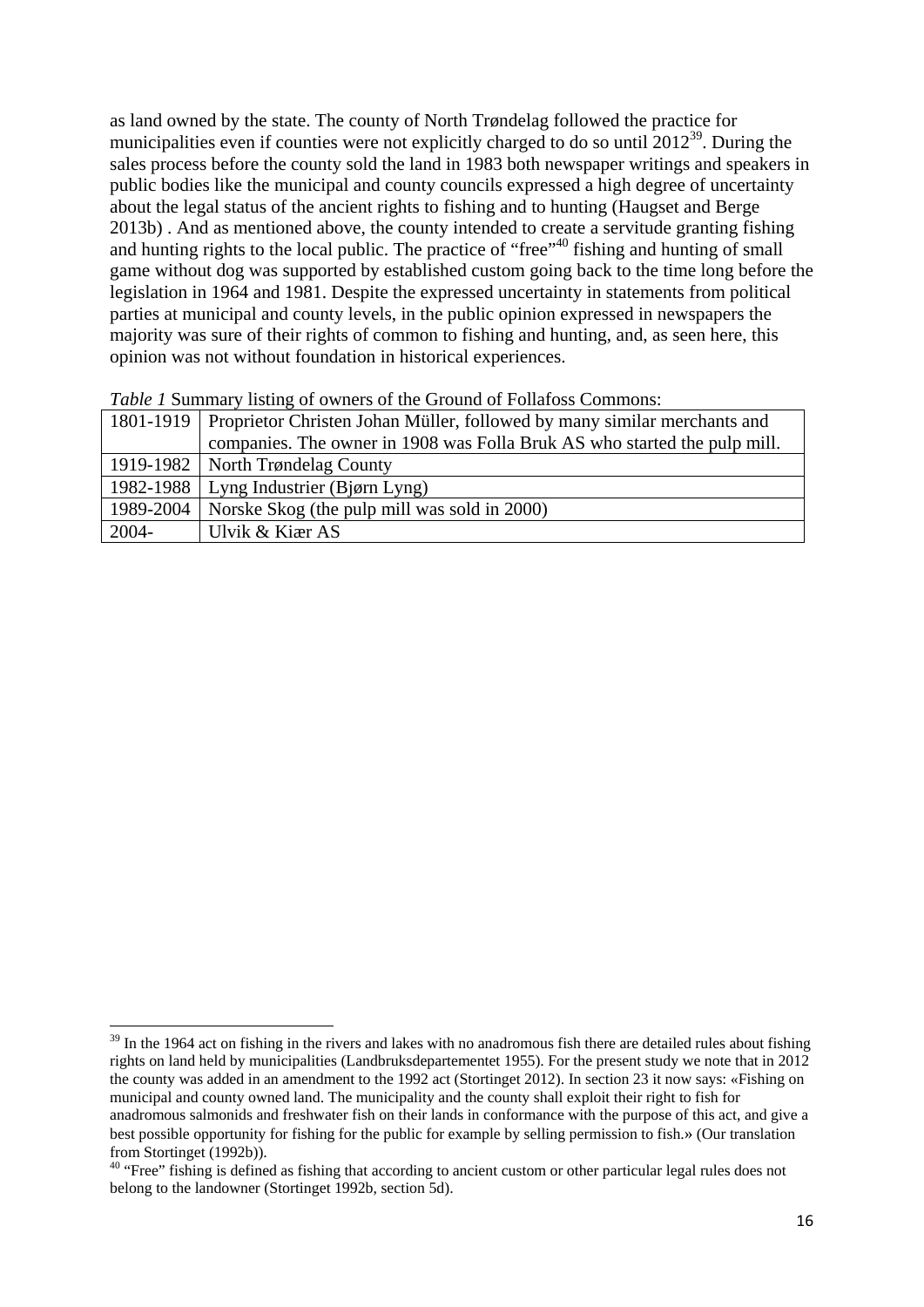as land owned by the state. The county of North Trøndelag followed the practice for municipalities even if counties were not explicitly charged to do so until 2012[39]. During the sales process before the county sold the land in 1983 both newspaper writings and speakers in public bodies like the municipal and county councils expressed a high degree of uncertainty about the legal status of the ancient rights to fishing and to hunting (Haugset and Berge 2013b) . And as mentioned above, the county intended to create a servitude granting fishing and hunting rights to the local public. The practice of "free"[40] fishing and hunting of small game without dog was supported by established custom going back to the time long before the legislation in 1964 and 1981. Despite the expressed uncertainty in statements from political parties at municipal and county levels, in the public opinion expressed in newspapers the majority was sure of their rights of common to fishing and hunting, and, as seen here, this opinion was not without foundation in historical experiences.

*Table 1* Summary listing of owners of the Ground of Follafoss Commons:

| | |
|---|---|
| 1801-1919 | Proprietor Christen Johan Müller, followed by many similar merchants and companies. The owner in 1908 was Folla Bruk AS who started the pulp mill. |
| 1919-1982 | North Trøndelag County |
| 1982-1988 | Lyng Industrier (Bjørn Lyng) |
| 1989-2004 | Norske Skog (the pulp mill was sold in 2000) |
| 2004- | Ulvik & Kiær AS |

[39] In the 1964 act on fishing in the rivers and lakes with no anadromous fish there are detailed rules about fishing rights on land held by municipalities (Landbruksdepartementet 1955). For the present study we note that in 2012 the county was added in an amendment to the 1992 act (Stortinget 2012). In section 23 it now says: «Fishing on municipal and county owned land. The municipality and the county shall exploit their right to fish for anadromous salmonids and freshwater fish on their lands in conformance with the purpose of this act, and give a best possible opportunity for fishing for the public for example by selling permission to fish.» (Our translation from Stortinget (1992b)).

[40] "Free" fishing is defined as fishing that according to ancient custom or other particular legal rules does not belong to the landowner (Stortinget 1992b, section 5d).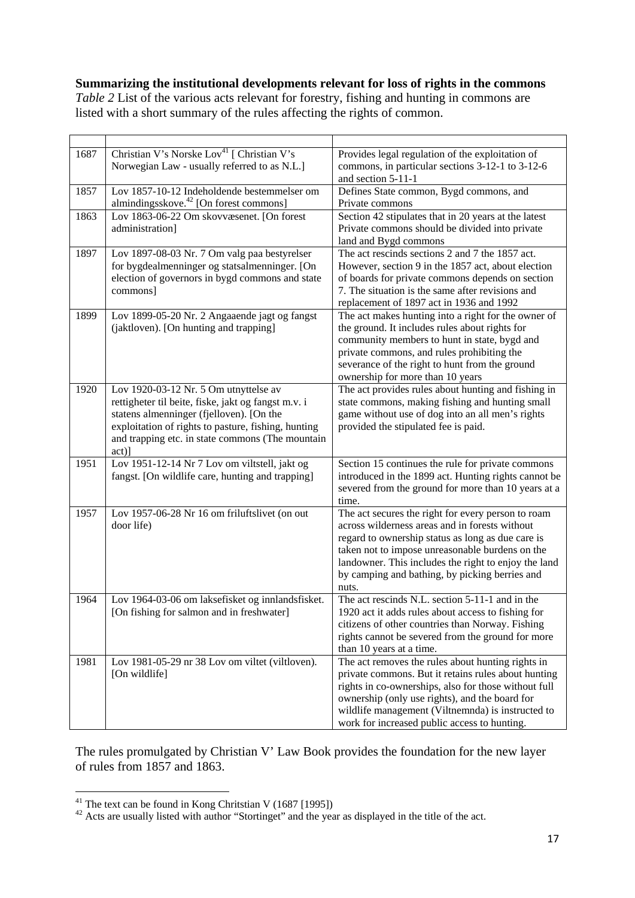**Summarizing the institutional developments relevant for loss of rights in the commons**

*Table 2* List of the various acts relevant for forestry, fishing and hunting in commons are listed with a short summary of the rules affecting the rights of common.

| | | |
|---|---|---|
| 1687 | Christian V's Norske Lov[41] [ Christian V's Norwegian Law - usually referred to as N.L.] | Provides legal regulation of the exploitation of commons, in particular sections 3-12-1 to 3-12-6 and section 5-11-1 |
| 1857 | Lov 1857-10-12 Indeholdende bestemmelser om almindingsskove.[42] [On forest commons] | Defines State common, Bygd commons, and Private commons |
| 1863 | Lov 1863-06-22 Om skovvæsenet. [On forest administration] | Section 42 stipulates that in 20 years at the latest Private commons should be divided into private land and Bygd commons |
| 1897 | Lov 1897-08-03 Nr. 7 Om valg paa bestyrelser for bygdealmenninger og statsalmenninger. [On election of governors in bygd commons and state commons] | The act rescinds sections 2 and 7 the 1857 act. However, section 9 in the 1857 act, about election of boards for private commons depends on section 7. The situation is the same after revisions and replacement of 1897 act in 1936 and 1992 |
| 1899 | Lov 1899-05-20 Nr. 2 Angaaende jagt og fangst (jaktloven). [On hunting and trapping] | The act makes hunting into a right for the owner of the ground. It includes rules about rights for community members to hunt in state, bygd and private commons, and rules prohibiting the severance of the right to hunt from the ground ownership for more than 10 years |
| 1920 | Lov 1920-03-12 Nr. 5 Om utnyttelse av rettigheter til beite, fiske, jakt og fangst m.v. i statens almenninger (fjelloven). [On the exploitation of rights to pasture, fishing, hunting and trapping etc. in state commons (The mountain act)] | The act provides rules about hunting and fishing in state commons, making fishing and hunting small game without use of dog into an all men's rights provided the stipulated fee is paid. |
| 1951 | Lov 1951-12-14 Nr 7 Lov om viltstell, jakt og fangst. [On wildlife care, hunting and trapping] | Section 15 continues the rule for private commons introduced in the 1899 act. Hunting rights cannot be severed from the ground for more than 10 years at a time. |
| 1957 | Lov 1957-06-28 Nr 16 om friluftslivet (on out door life) | The act secures the right for every person to roam across wilderness areas and in forests without regard to ownership status as long as due care is taken not to impose unreasonable burdens on the landowner. This includes the right to enjoy the land by camping and bathing, by picking berries and nuts. |
| 1964 | Lov 1964-03-06 om laksefisket og innlandsfisket. [On fishing for salmon and in freshwater] | The act rescinds N.L. section 5-11-1 and in the 1920 act it adds rules about access to fishing for citizens of other countries than Norway. Fishing rights cannot be severed from the ground for more than 10 years at a time. |
| 1981 | Lov 1981-05-29 nr 38 Lov om viltet (viltloven). [On wildlife] | The act removes the rules about hunting rights in private commons. But it retains rules about hunting rights in co-ownerships, also for those without full ownership (only use rights), and the board for wildlife management (Viltnemnda) is instructed to work for increased public access to hunting. |

The rules promulgated by Christian V' Law Book provides the foundation for the new layer of rules from 1857 and 1863.

[41] The text can be found in Kong Chritstian V (1687 [1995])

[42] Acts are usually listed with author "Stortinget" and the year as displayed in the title of the act.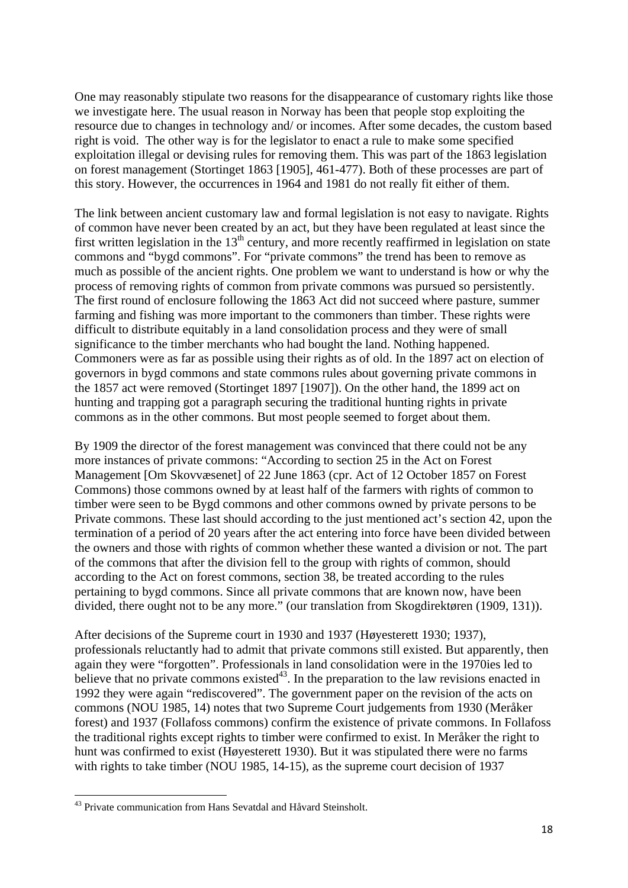One may reasonably stipulate two reasons for the disappearance of customary rights like those we investigate here. The usual reason in Norway has been that people stop exploiting the resource due to changes in technology and/ or incomes. After some decades, the custom based right is void. The other way is for the legislator to enact a rule to make some specified exploitation illegal or devising rules for removing them. This was part of the 1863 legislation on forest management (Stortinget 1863 [1905], 461-477). Both of these processes are part of this story. However, the occurrences in 1964 and 1981 do not really fit either of them.

The link between ancient customary law and formal legislation is not easy to navigate. Rights of common have never been created by an act, but they have been regulated at least since the first written legislation in the 13th century, and more recently reaffirmed in legislation on state commons and "bygd commons". For "private commons" the trend has been to remove as much as possible of the ancient rights. One problem we want to understand is how or why the process of removing rights of common from private commons was pursued so persistently. The first round of enclosure following the 1863 Act did not succeed where pasture, summer farming and fishing was more important to the commoners than timber. These rights were difficult to distribute equitably in a land consolidation process and they were of small significance to the timber merchants who had bought the land. Nothing happened. Commoners were as far as possible using their rights as of old. In the 1897 act on election of governors in bygd commons and state commons rules about governing private commons in the 1857 act were removed (Stortinget 1897 [1907]). On the other hand, the 1899 act on hunting and trapping got a paragraph securing the traditional hunting rights in private commons as in the other commons. But most people seemed to forget about them.

By 1909 the director of the forest management was convinced that there could not be any more instances of private commons: "According to section 25 in the Act on Forest Management [Om Skovvæsenet] of 22 June 1863 (cpr. Act of 12 October 1857 on Forest Commons) those commons owned by at least half of the farmers with rights of common to timber were seen to be Bygd commons and other commons owned by private persons to be Private commons. These last should according to the just mentioned act's section 42, upon the termination of a period of 20 years after the act entering into force have been divided between the owners and those with rights of common whether these wanted a division or not. The part of the commons that after the division fell to the group with rights of common, should according to the Act on forest commons, section 38, be treated according to the rules pertaining to bygd commons. Since all private commons that are known now, have been divided, there ought not to be any more." (our translation from Skogdirektøren (1909, 131)).

After decisions of the Supreme court in 1930 and 1937 (Høyesterett 1930; 1937), professionals reluctantly had to admit that private commons still existed. But apparently, then again they were "forgotten". Professionals in land consolidation were in the 1970ies led to believe that no private commons existed[43]. In the preparation to the law revisions enacted in 1992 they were again "rediscovered". The government paper on the revision of the acts on commons (NOU 1985, 14) notes that two Supreme Court judgements from 1930 (Meråker forest) and 1937 (Follafoss commons) confirm the existence of private commons. In Follafoss the traditional rights except rights to timber were confirmed to exist. In Meråker the right to hunt was confirmed to exist (Høyesterett 1930). But it was stipulated there were no farms with rights to take timber (NOU 1985, 14-15), as the supreme court decision of 1937

[43] Private communication from Hans Sevatdal and Håvard Steinsholt.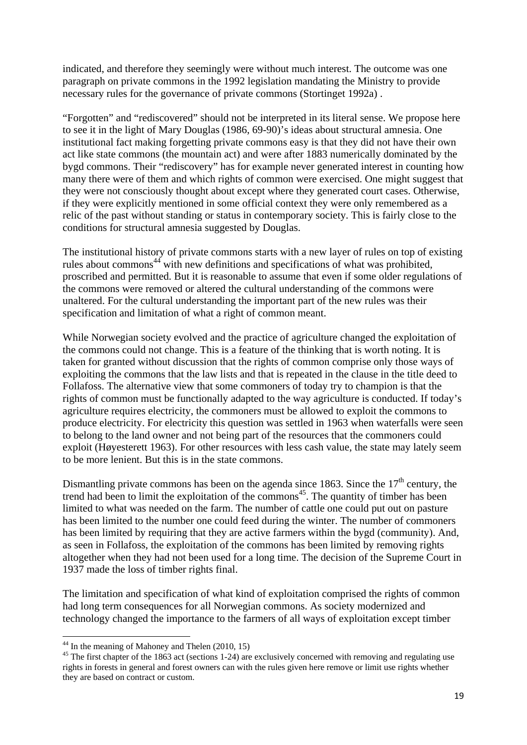indicated, and therefore they seemingly were without much interest. The outcome was one paragraph on private commons in the 1992 legislation mandating the Ministry to provide necessary rules for the governance of private commons (Stortinget 1992a) .

"Forgotten" and "rediscovered" should not be interpreted in its literal sense. We propose here to see it in the light of Mary Douglas (1986, 69-90)'s ideas about structural amnesia. One institutional fact making forgetting private commons easy is that they did not have their own act like state commons (the mountain act) and were after 1883 numerically dominated by the bygd commons. Their "rediscovery" has for example never generated interest in counting how many there were of them and which rights of common were exercised. One might suggest that they were not consciously thought about except where they generated court cases. Otherwise, if they were explicitly mentioned in some official context they were only remembered as a relic of the past without standing or status in contemporary society. This is fairly close to the conditions for structural amnesia suggested by Douglas.

The institutional history of private commons starts with a new layer of rules on top of existing rules about commons[44] with new definitions and specifications of what was prohibited, proscribed and permitted. But it is reasonable to assume that even if some older regulations of the commons were removed or altered the cultural understanding of the commons were unaltered. For the cultural understanding the important part of the new rules was their specification and limitation of what a right of common meant.

While Norwegian society evolved and the practice of agriculture changed the exploitation of the commons could not change. This is a feature of the thinking that is worth noting. It is taken for granted without discussion that the rights of common comprise only those ways of exploiting the commons that the law lists and that is repeated in the clause in the title deed to Follafoss. The alternative view that some commoners of today try to champion is that the rights of common must be functionally adapted to the way agriculture is conducted. If today's agriculture requires electricity, the commoners must be allowed to exploit the commons to produce electricity. For electricity this question was settled in 1963 when waterfalls were seen to belong to the land owner and not being part of the resources that the commoners could exploit (Høyesterett 1963). For other resources with less cash value, the state may lately seem to be more lenient. But this is in the state commons.

Dismantling private commons has been on the agenda since 1863. Since the 17th century, the trend had been to limit the exploitation of the commons[45]. The quantity of timber has been limited to what was needed on the farm. The number of cattle one could put out on pasture has been limited to the number one could feed during the winter. The number of commoners has been limited by requiring that they are active farmers within the bygd (community). And, as seen in Follafoss, the exploitation of the commons has been limited by removing rights altogether when they had not been used for a long time. The decision of the Supreme Court in 1937 made the loss of timber rights final.

The limitation and specification of what kind of exploitation comprised the rights of common had long term consequences for all Norwegian commons. As society modernized and technology changed the importance to the farmers of all ways of exploitation except timber

---

[44] In the meaning of Mahoney and Thelen (2010, 15)

[45] The first chapter of the 1863 act (sections 1-24) are exclusively concerned with removing and regulating use rights in forests in general and forest owners can with the rules given here remove or limit use rights whether they are based on contract or custom.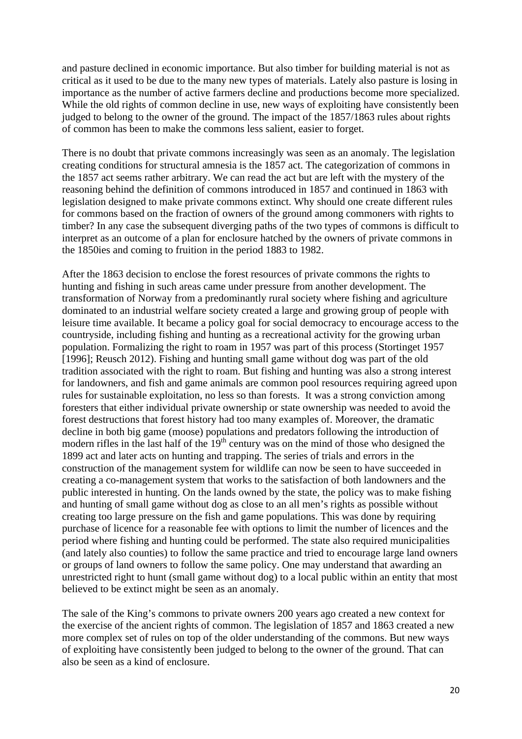and pasture declined in economic importance. But also timber for building material is not as critical as it used to be due to the many new types of materials. Lately also pasture is losing in importance as the number of active farmers decline and productions become more specialized. While the old rights of common decline in use, new ways of exploiting have consistently been judged to belong to the owner of the ground. The impact of the 1857/1863 rules about rights of common has been to make the commons less salient, easier to forget.

There is no doubt that private commons increasingly was seen as an anomaly. The legislation creating conditions for structural amnesia is the 1857 act. The categorization of commons in the 1857 act seems rather arbitrary. We can read the act but are left with the mystery of the reasoning behind the definition of commons introduced in 1857 and continued in 1863 with legislation designed to make private commons extinct. Why should one create different rules for commons based on the fraction of owners of the ground among commoners with rights to timber? In any case the subsequent diverging paths of the two types of commons is difficult to interpret as an outcome of a plan for enclosure hatched by the owners of private commons in the 1850ies and coming to fruition in the period 1883 to 1982.

After the 1863 decision to enclose the forest resources of private commons the rights to hunting and fishing in such areas came under pressure from another development. The transformation of Norway from a predominantly rural society where fishing and agriculture dominated to an industrial welfare society created a large and growing group of people with leisure time available. It became a policy goal for social democracy to encourage access to the countryside, including fishing and hunting as a recreational activity for the growing urban population. Formalizing the right to roam in 1957 was part of this process (Stortinget 1957 [1996]; Reusch 2012). Fishing and hunting small game without dog was part of the old tradition associated with the right to roam. But fishing and hunting was also a strong interest for landowners, and fish and game animals are common pool resources requiring agreed upon rules for sustainable exploitation, no less so than forests. It was a strong conviction among foresters that either individual private ownership or state ownership was needed to avoid the forest destructions that forest history had too many examples of. Moreover, the dramatic decline in both big game (moose) populations and predators following the introduction of modern rifles in the last half of the 19th century was on the mind of those who designed the 1899 act and later acts on hunting and trapping. The series of trials and errors in the construction of the management system for wildlife can now be seen to have succeeded in creating a co-management system that works to the satisfaction of both landowners and the public interested in hunting. On the lands owned by the state, the policy was to make fishing and hunting of small game without dog as close to an all men's rights as possible without creating too large pressure on the fish and game populations. This was done by requiring purchase of licence for a reasonable fee with options to limit the number of licences and the period where fishing and hunting could be performed. The state also required municipalities (and lately also counties) to follow the same practice and tried to encourage large land owners or groups of land owners to follow the same policy. One may understand that awarding an unrestricted right to hunt (small game without dog) to a local public within an entity that most believed to be extinct might be seen as an anomaly.

The sale of the King's commons to private owners 200 years ago created a new context for the exercise of the ancient rights of common. The legislation of 1857 and 1863 created a new more complex set of rules on top of the older understanding of the commons. But new ways of exploiting have consistently been judged to belong to the owner of the ground. That can also be seen as a kind of enclosure.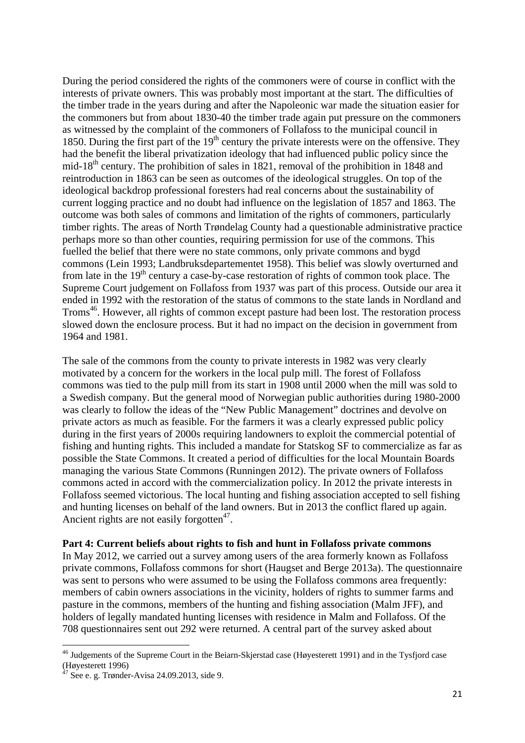During the period considered the rights of the commoners were of course in conflict with the interests of private owners. This was probably most important at the start. The difficulties of the timber trade in the years during and after the Napoleonic war made the situation easier for the commoners but from about 1830-40 the timber trade again put pressure on the commoners as witnessed by the complaint of the commoners of Follafoss to the municipal council in 1850. During the first part of the 19th century the private interests were on the offensive. They had the benefit the liberal privatization ideology that had influenced public policy since the mid-18th century. The prohibition of sales in 1821, removal of the prohibition in 1848 and reintroduction in 1863 can be seen as outcomes of the ideological struggles. On top of the ideological backdrop professional foresters had real concerns about the sustainability of current logging practice and no doubt had influence on the legislation of 1857 and 1863. The outcome was both sales of commons and limitation of the rights of commoners, particularly timber rights. The areas of North Trøndelag County had a questionable administrative practice perhaps more so than other counties, requiring permission for use of the commons. This fuelled the belief that there were no state commons, only private commons and bygd commons (Lein 1993; Landbruksdepartementet 1958). This belief was slowly overturned and from late in the 19th century a case-by-case restoration of rights of common took place. The Supreme Court judgement on Follafoss from 1937 was part of this process. Outside our area it ended in 1992 with the restoration of the status of commons to the state lands in Nordland and Troms[46]. However, all rights of common except pasture had been lost. The restoration process slowed down the enclosure process. But it had no impact on the decision in government from 1964 and 1981.

The sale of the commons from the county to private interests in 1982 was very clearly motivated by a concern for the workers in the local pulp mill. The forest of Follafoss commons was tied to the pulp mill from its start in 1908 until 2000 when the mill was sold to a Swedish company. But the general mood of Norwegian public authorities during 1980-2000 was clearly to follow the ideas of the "New Public Management" doctrines and devolve on private actors as much as feasible. For the farmers it was a clearly expressed public policy during in the first years of 2000s requiring landowners to exploit the commercial potential of fishing and hunting rights. This included a mandate for Statskog SF to commercialize as far as possible the State Commons. It created a period of difficulties for the local Mountain Boards managing the various State Commons (Runningen 2012). The private owners of Follafoss commons acted in accord with the commercialization policy. In 2012 the private interests in Follafoss seemed victorious. The local hunting and fishing association accepted to sell fishing and hunting licenses on behalf of the land owners. But in 2013 the conflict flared up again. Ancient rights are not easily forgotten[47].

**Part 4: Current beliefs about rights to fish and hunt in Follafoss private commons**

In May 2012, we carried out a survey among users of the area formerly known as Follafoss private commons, Follafoss commons for short (Haugset and Berge 2013a). The questionnaire was sent to persons who were assumed to be using the Follafoss commons area frequently: members of cabin owners associations in the vicinity, holders of rights to summer farms and pasture in the commons, members of the hunting and fishing association (Malm JFF), and holders of legally mandated hunting licenses with residence in Malm and Follafoss. Of the 708 questionnaires sent out 292 were returned. A central part of the survey asked about

---

[46] Judgements of the Supreme Court in the Beiarn-Skjerstad case (Høyesterett 1991) and in the Tysfjord case (Høyesterett 1996)

[47] See e. g. Trønder-Avisa 24.09.2013, side 9.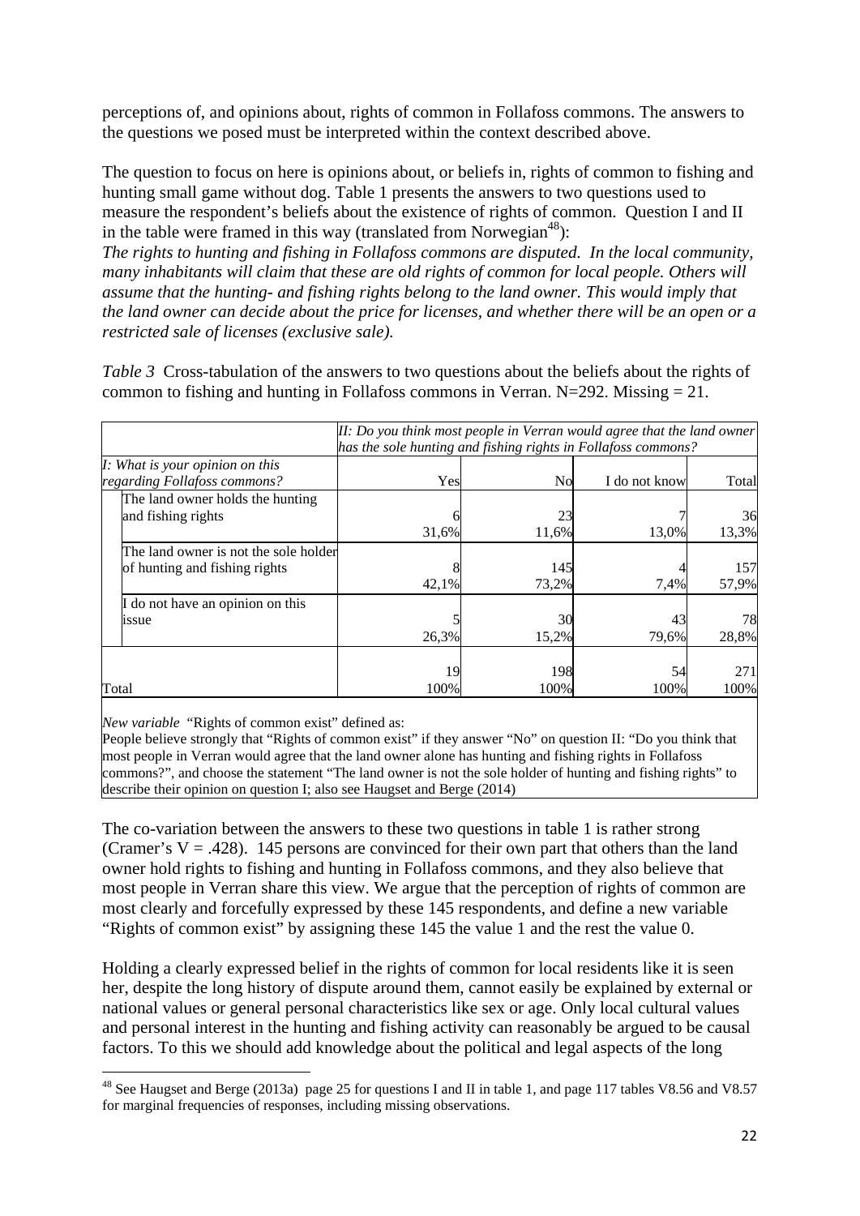perceptions of, and opinions about, rights of common in Follafoss commons. The answers to the questions we posed must be interpreted within the context described above.

The question to focus on here is opinions about, or beliefs in, rights of common to fishing and hunting small game without dog. Table 1 presents the answers to two questions used to measure the respondent's beliefs about the existence of rights of common. Question I and II in the table were framed in this way (translated from Norwegian[48]):

*The rights to hunting and fishing in Follafoss commons are disputed. In the local community, many inhabitants will claim that these are old rights of common for local people. Others will assume that the hunting- and fishing rights belong to the land owner. This would imply that the land owner can decide about the price for licenses, and whether there will be an open or a restricted sale of licenses (exclusive sale).*

*Table 3* Cross-tabulation of the answers to two questions about the beliefs about the rights of common to fishing and hunting in Follafoss commons in Verran. N=292. Missing = 21.

| | *II: Do you think most people in Verran would agree that the land owner has the sole hunting and fishing rights in Follafoss commons?* | | | |
|---|---|---|---|---|
| *I: What is your opinion on this regarding Follafoss commons?* | Yes | No | I do not know | Total |
| The land owner holds the hunting and fishing rights | 6<br>31,6% | 23<br>11,6% | 7<br>13,0% | 36<br>13,3% |
| The land owner is not the sole holder of hunting and fishing rights | 8<br>42,1% | 145<br>73,2% | 4<br>7,4% | 157<br>57,9% |
| I do not have an opinion on this issue | 5<br>26,3% | 30<br>15,2% | 43<br>79,6% | 78<br>28,8% |
| Total | 19<br>100% | 198<br>100% | 54<br>100% | 271<br>100% |

*New variable* "Rights of common exist" defined as:
People believe strongly that "Rights of common exist" if they answer "No" on question II: "Do you think that most people in Verran would agree that the land owner alone has hunting and fishing rights in Follafoss commons?", and choose the statement "The land owner is not the sole holder of hunting and fishing rights" to describe their opinion on question I; also see Haugset and Berge (2014)

The co-variation between the answers to these two questions in table 1 is rather strong (Cramer's V = .428). 145 persons are convinced for their own part that others than the land owner hold rights to fishing and hunting in Follafoss commons, and they also believe that most people in Verran share this view. We argue that the perception of rights of common are most clearly and forcefully expressed by these 145 respondents, and define a new variable "Rights of common exist" by assigning these 145 the value 1 and the rest the value 0.

Holding a clearly expressed belief in the rights of common for local residents like it is seen her, despite the long history of dispute around them, cannot easily be explained by external or national values or general personal characteristics like sex or age. Only local cultural values and personal interest in the hunting and fishing activity can reasonably be argued to be causal factors. To this we should add knowledge about the political and legal aspects of the long

[48] See Haugset and Berge (2013a) page 25 for questions I and II in table 1, and page 117 tables V8.56 and V8.57 for marginal frequencies of responses, including missing observations.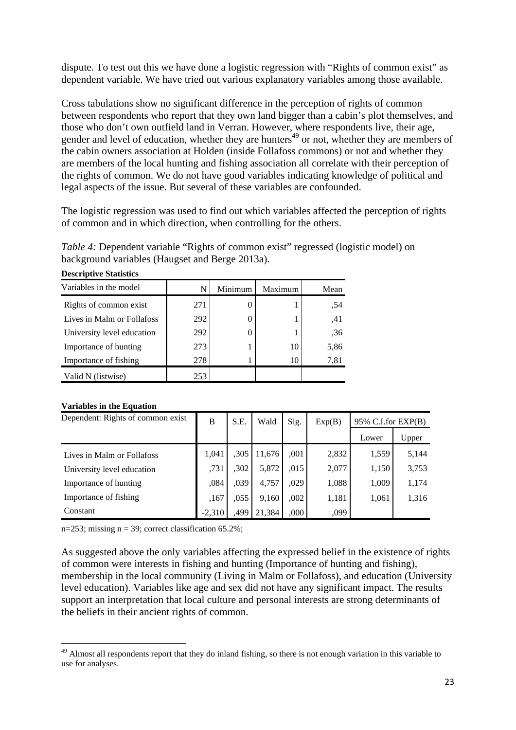dispute. To test out this we have done a logistic regression with “Rights of common exist” as dependent variable. We have tried out various explanatory variables among those available.

Cross tabulations show no significant difference in the perception of rights of common between respondents who report that they own land bigger than a cabin’s plot themselves, and those who don’t own outfield land in Verran. However, where respondents live, their age, gender and level of education, whether they are hunters[49] or not, whether they are members of the cabin owners association at Holden (inside Follafoss commons) or not and whether they are members of the local hunting and fishing association all correlate with their perception of the rights of common. We do not have good variables indicating knowledge of political and legal aspects of the issue. But several of these variables are confounded.

The logistic regression was used to find out which variables affected the perception of rights of common and in which direction, when controlling for the others.

*Table 4:* Dependent variable “Rights of common exist” regressed (logistic model) on background variables (Haugset and Berge 2013a).

**Descriptive Statistics**

| Variables in the model | N | Minimum | Maximum | Mean |
|---|---|---|---|---|
| Rights of common exist | 271 | 0 | 1 | ,54 |
| Lives in Malm or Follafoss | 292 | 0 | 1 | ,41 |
| University level education | 292 | 0 | 1 | ,36 |
| Importance of hunting | 273 | 1 | 10 | 5,86 |
| Importance of fishing | 278 | 1 | 10 | 7,81 |
| Valid N (listwise) | 253 | | | |

**Variables in the Equation**

| Dependent: Rights of common exist | B | S.E. | Wald | Sig. | Exp(B) | 95% C.I.for EXP(B) | |
|---|---|---|---|---|---|---|---|
| | | | | | | Lower | Upper |
| Lives in Malm or Follafoss | 1,041 | ,305 | 11,676 | ,001 | 2,832 | 1,559 | 5,144 |
| University level education | ,731 | ,302 | 5,872 | ,015 | 2,077 | 1,150 | 3,753 |
| Importance of hunting | ,084 | ,039 | 4,757 | ,029 | 1,088 | 1,009 | 1,174 |
| Importance of fishing | ,167 | ,055 | 9,160 | ,002 | 1,181 | 1,061 | 1,316 |
| Constant | -2,310 | ,499 | 21,384 | ,000 | ,099 | | |

n=253; missing n = 39; correct classification 65.2%;

As suggested above the only variables affecting the expressed belief in the existence of rights of common were interests in fishing and hunting (Importance of hunting and fishing), membership in the local community (Living in Malm or Follafoss), and education (University level education). Variables like age and sex did not have any significant impact. The results support an interpretation that local culture and personal interests are strong determinants of the beliefs in their ancient rights of common.

[49] Almost all respondents report that they do inland fishing, so there is not enough variation in this variable to use for analyses.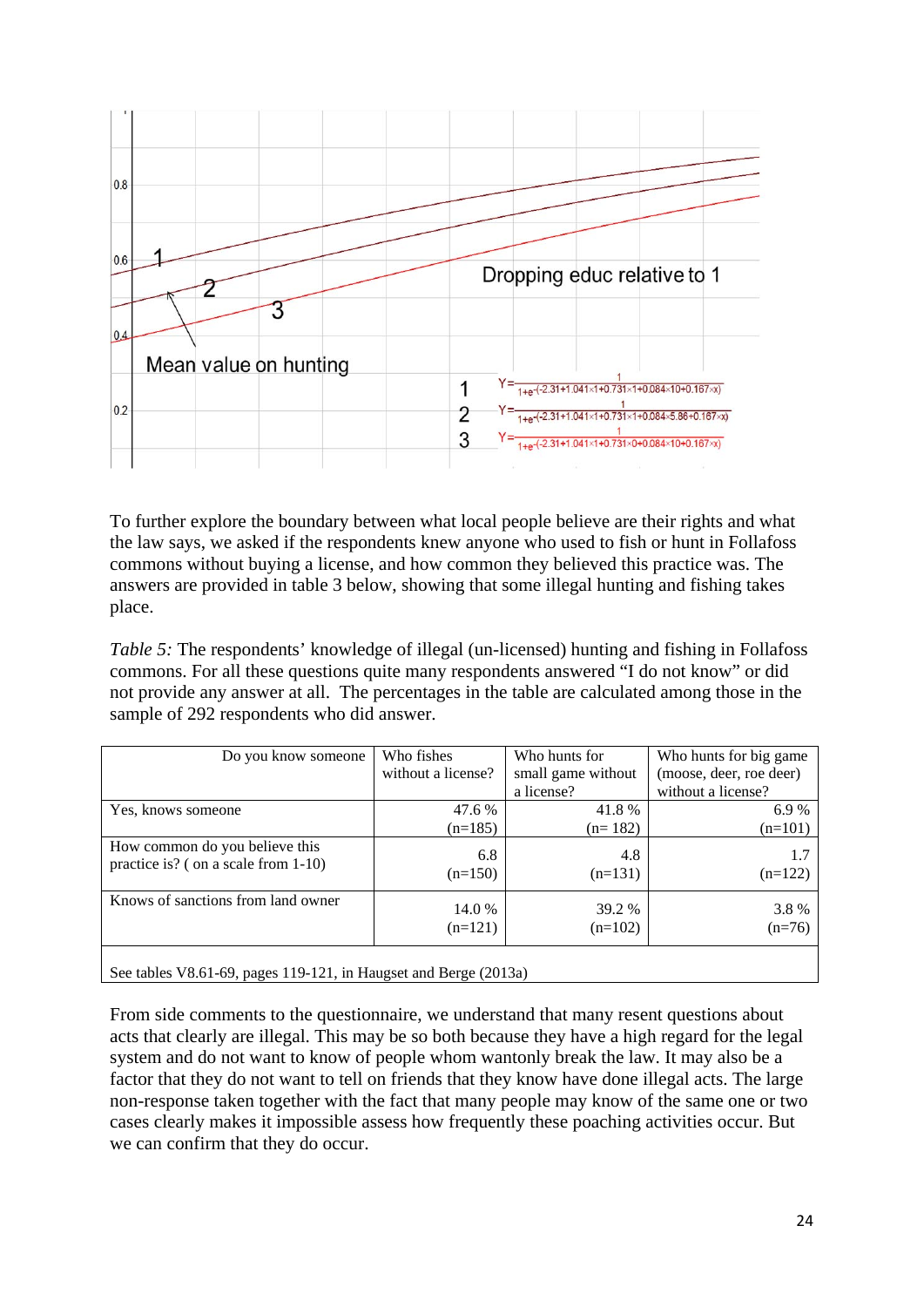Dropping educ relative to 1

Mean value on hunting

1 $Y=\frac{1}{1+e^{-(-2.31+1.041\times1+0.731\times1+0.084\times10+0.167\times x)}}$

2 $Y=\frac{1}{1+e^{-(-2.31+1.041\times1+0.731\times1+0.084\times5.86+0.167\times x)}}$

3 $Y=\frac{1}{1+e^{-(-2.31+1.041\times1+0.731\times0+0.084\times10+0.167\times x)}}$

To further explore the boundary between what local people believe are their rights and what the law says, we asked if the respondents knew anyone who used to fish or hunt in Follafoss commons without buying a license, and how common they believed this practice was. The answers are provided in table 3 below, showing that some illegal hunting and fishing takes place.

*Table 5:* The respondents' knowledge of illegal (un-licensed) hunting and fishing in Follafoss commons. For all these questions quite many respondents answered "I do not know" or did not provide any answer at all. The percentages in the table are calculated among those in the sample of 292 respondents who did answer.

| Do you know someone | Who fishes without a license? | Who hunts for small game without a license? | Who hunts for big game (moose, deer, roe deer) without a license? |
|---|---|---|---|
| Yes, knows someone | 47.6 % (n=185) | 41.8 % (n= 182) | 6.9 % (n=101) |
| How common do you believe this practice is? ( on a scale from 1-10) | 6.8 (n=150) | 4.8 (n=131) | 1.7 (n=122) |
| Knows of sanctions from land owner | 14.0 % (n=121) | 39.2 % (n=102) | 3.8 % (n=76) |
| See tables V8.61-69, pages 119-121, in Haugset and Berge (2013a) | | | |

From side comments to the questionnaire, we understand that many resent questions about acts that clearly are illegal. This may be so both because they have a high regard for the legal system and do not want to know of people whom wantonly break the law. It may also be a factor that they do not want to tell on friends that they know have done illegal acts. The large non-response taken together with the fact that many people may know of the same one or two cases clearly makes it impossible assess how frequently these poaching activities occur. But we can confirm that they do occur.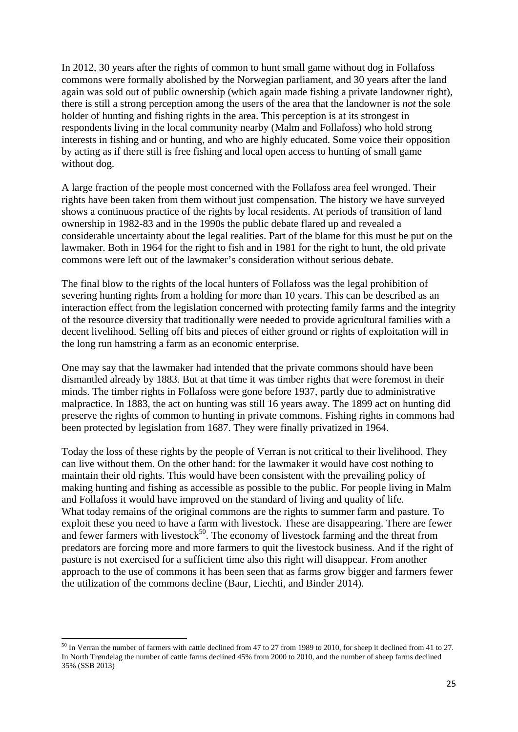In 2012, 30 years after the rights of common to hunt small game without dog in Follafoss commons were formally abolished by the Norwegian parliament, and 30 years after the land again was sold out of public ownership (which again made fishing a private landowner right), there is still a strong perception among the users of the area that the landowner is *not* the sole holder of hunting and fishing rights in the area. This perception is at its strongest in respondents living in the local community nearby (Malm and Follafoss) who hold strong interests in fishing and or hunting, and who are highly educated. Some voice their opposition by acting as if there still is free fishing and local open access to hunting of small game without dog.

A large fraction of the people most concerned with the Follafoss area feel wronged. Their rights have been taken from them without just compensation. The history we have surveyed shows a continuous practice of the rights by local residents. At periods of transition of land ownership in 1982-83 and in the 1990s the public debate flared up and revealed a considerable uncertainty about the legal realities. Part of the blame for this must be put on the lawmaker. Both in 1964 for the right to fish and in 1981 for the right to hunt, the old private commons were left out of the lawmaker's consideration without serious debate.

The final blow to the rights of the local hunters of Follafoss was the legal prohibition of severing hunting rights from a holding for more than 10 years. This can be described as an interaction effect from the legislation concerned with protecting family farms and the integrity of the resource diversity that traditionally were needed to provide agricultural families with a decent livelihood. Selling off bits and pieces of either ground or rights of exploitation will in the long run hamstring a farm as an economic enterprise.

One may say that the lawmaker had intended that the private commons should have been dismantled already by 1883. But at that time it was timber rights that were foremost in their minds. The timber rights in Follafoss were gone before 1937, partly due to administrative malpractice. In 1883, the act on hunting was still 16 years away. The 1899 act on hunting did preserve the rights of common to hunting in private commons. Fishing rights in commons had been protected by legislation from 1687. They were finally privatized in 1964.

Today the loss of these rights by the people of Verran is not critical to their livelihood. They can live without them. On the other hand: for the lawmaker it would have cost nothing to maintain their old rights. This would have been consistent with the prevailing policy of making hunting and fishing as accessible as possible to the public. For people living in Malm and Follafoss it would have improved on the standard of living and quality of life.
What today remains of the original commons are the rights to summer farm and pasture. To exploit these you need to have a farm with livestock. These are disappearing. There are fewer and fewer farmers with livestock[50]. The economy of livestock farming and the threat from predators are forcing more and more farmers to quit the livestock business. And if the right of pasture is not exercised for a sufficient time also this right will disappear. From another approach to the use of commons it has been seen that as farms grow bigger and farmers fewer the utilization of the commons decline (Baur, Liechti, and Binder 2014).

---

[50] In Verran the number of farmers with cattle declined from 47 to 27 from 1989 to 2010, for sheep it declined from 41 to 27. In North Trøndelag the number of cattle farms declined 45% from 2000 to 2010, and the number of sheep farms declined 35% (SSB 2013)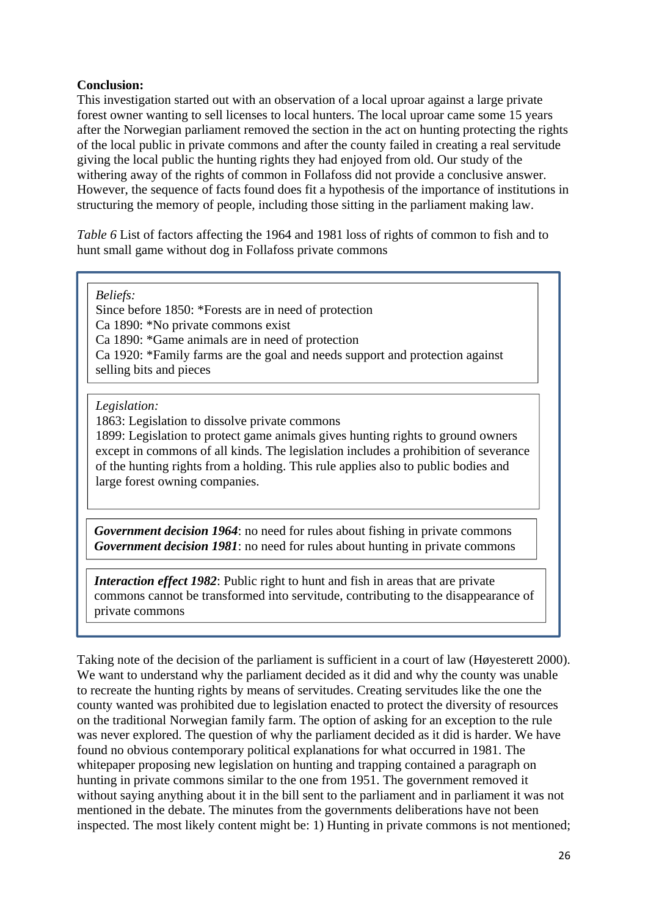**Conclusion:**

This investigation started out with an observation of a local uproar against a large private forest owner wanting to sell licenses to local hunters. The local uproar came some 15 years after the Norwegian parliament removed the section in the act on hunting protecting the rights of the local public in private commons and after the county failed in creating a real servitude giving the local public the hunting rights they had enjoyed from old. Our study of the withering away of the rights of common in Follafoss did not provide a conclusive answer. However, the sequence of facts found does fit a hypothesis of the importance of institutions in structuring the memory of people, including those sitting in the parliament making law.

*Table 6* List of factors affecting the 1964 and 1981 loss of rights of common to fish and to hunt small game without dog in Follafoss private commons

*Beliefs:*

Since before 1850: *Forests are in need of protection
Ca 1890: *No private commons exist
Ca 1890: *Game animals are in need of protection
Ca 1920: *Family farms are the goal and needs support and protection against selling bits and pieces

*Legislation:*

1863: Legislation to dissolve private commons
1899: Legislation to protect game animals gives hunting rights to ground owners except in commons of all kinds. The legislation includes a prohibition of severance of the hunting rights from a holding. This rule applies also to public bodies and large forest owning companies.

***Government decision 1964***: no need for rules about fishing in private commons
***Government decision 1981***: no need for rules about hunting in private commons

***Interaction effect 1982***: Public right to hunt and fish in areas that are private commons cannot be transformed into servitude, contributing to the disappearance of private commons

Taking note of the decision of the parliament is sufficient in a court of law (Høyesterett 2000). We want to understand why the parliament decided as it did and why the county was unable to recreate the hunting rights by means of servitudes. Creating servitudes like the one the county wanted was prohibited due to legislation enacted to protect the diversity of resources on the traditional Norwegian family farm. The option of asking for an exception to the rule was never explored. The question of why the parliament decided as it did is harder. We have found no obvious contemporary political explanations for what occurred in 1981. The whitepaper proposing new legislation on hunting and trapping contained a paragraph on hunting in private commons similar to the one from 1951. The government removed it without saying anything about it in the bill sent to the parliament and in parliament it was not mentioned in the debate. The minutes from the governments deliberations have not been inspected. The most likely content might be: 1) Hunting in private commons is not mentioned;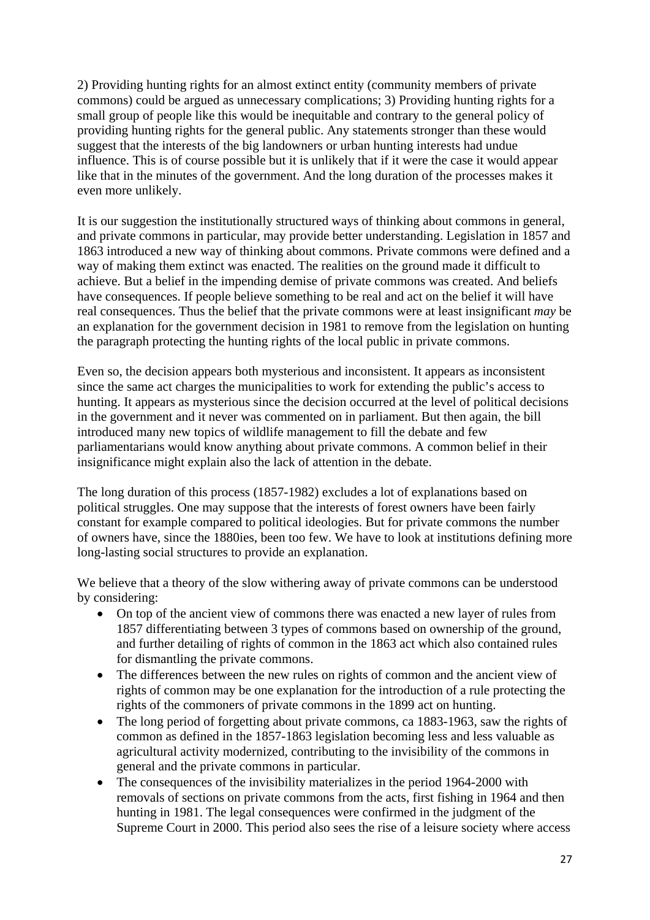2) Providing hunting rights for an almost extinct entity (community members of private commons) could be argued as unnecessary complications; 3) Providing hunting rights for a small group of people like this would be inequitable and contrary to the general policy of providing hunting rights for the general public. Any statements stronger than these would suggest that the interests of the big landowners or urban hunting interests had undue influence. This is of course possible but it is unlikely that if it were the case it would appear like that in the minutes of the government. And the long duration of the processes makes it even more unlikely.

It is our suggestion the institutionally structured ways of thinking about commons in general, and private commons in particular, may provide better understanding. Legislation in 1857 and 1863 introduced a new way of thinking about commons. Private commons were defined and a way of making them extinct was enacted. The realities on the ground made it difficult to achieve. But a belief in the impending demise of private commons was created. And beliefs have consequences. If people believe something to be real and act on the belief it will have real consequences. Thus the belief that the private commons were at least insignificant *may* be an explanation for the government decision in 1981 to remove from the legislation on hunting the paragraph protecting the hunting rights of the local public in private commons.

Even so, the decision appears both mysterious and inconsistent. It appears as inconsistent since the same act charges the municipalities to work for extending the public's access to hunting. It appears as mysterious since the decision occurred at the level of political decisions in the government and it never was commented on in parliament. But then again, the bill introduced many new topics of wildlife management to fill the debate and few parliamentarians would know anything about private commons. A common belief in their insignificance might explain also the lack of attention in the debate.

The long duration of this process (1857-1982) excludes a lot of explanations based on political struggles. One may suppose that the interests of forest owners have been fairly constant for example compared to political ideologies. But for private commons the number of owners have, since the 1880ies, been too few. We have to look at institutions defining more long-lasting social structures to provide an explanation.

We believe that a theory of the slow withering away of private commons can be understood by considering:

- On top of the ancient view of commons there was enacted a new layer of rules from 1857 differentiating between 3 types of commons based on ownership of the ground, and further detailing of rights of common in the 1863 act which also contained rules for dismantling the private commons.
- The differences between the new rules on rights of common and the ancient view of rights of common may be one explanation for the introduction of a rule protecting the rights of the commoners of private commons in the 1899 act on hunting.
- The long period of forgetting about private commons, ca 1883-1963, saw the rights of common as defined in the 1857-1863 legislation becoming less and less valuable as agricultural activity modernized, contributing to the invisibility of the commons in general and the private commons in particular.
- The consequences of the invisibility materializes in the period 1964-2000 with removals of sections on private commons from the acts, first fishing in 1964 and then hunting in 1981. The legal consequences were confirmed in the judgment of the Supreme Court in 2000. This period also sees the rise of a leisure society where access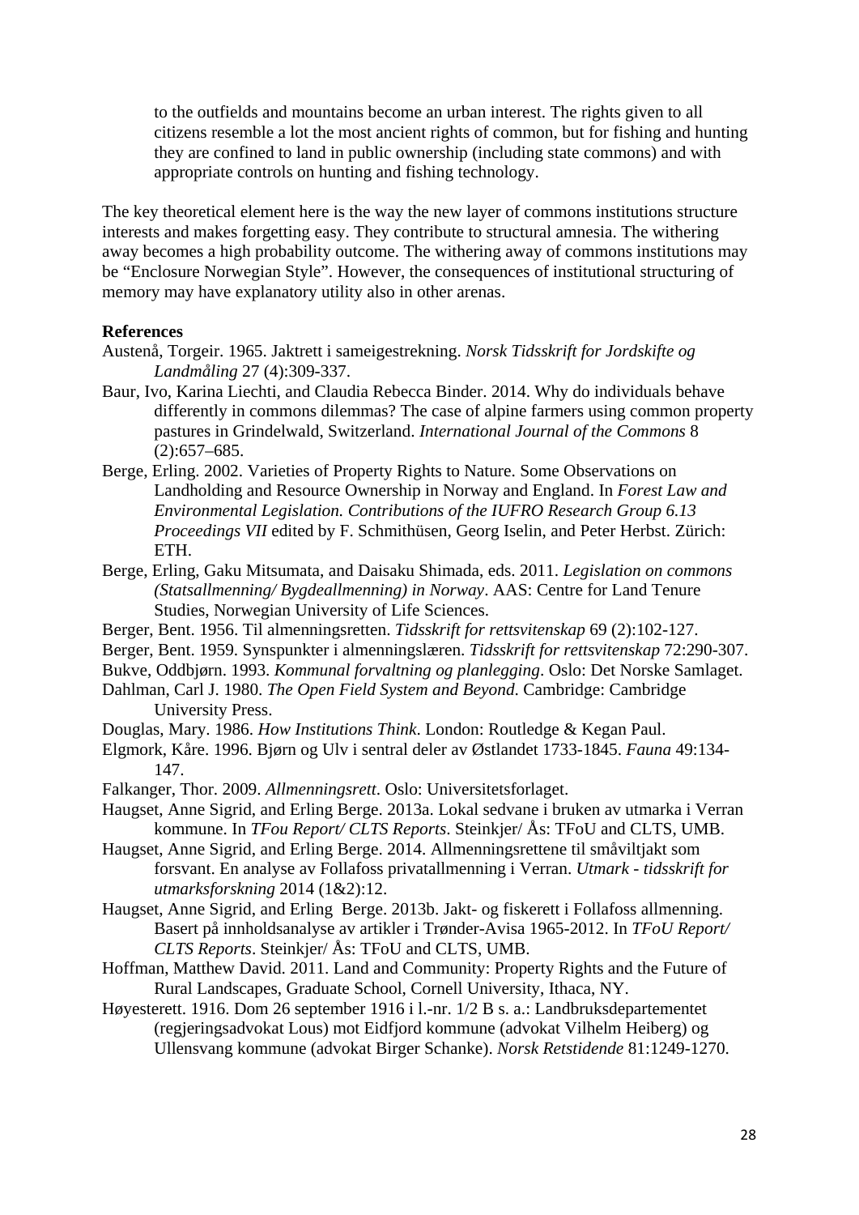to the outfields and mountains become an urban interest. The rights given to all citizens resemble a lot the most ancient rights of common, but for fishing and hunting they are confined to land in public ownership (including state commons) and with appropriate controls on hunting and fishing technology.

The key theoretical element here is the way the new layer of commons institutions structure interests and makes forgetting easy. They contribute to structural amnesia. The withering away becomes a high probability outcome. The withering away of commons institutions may be "Enclosure Norwegian Style". However, the consequences of institutional structuring of memory may have explanatory utility also in other arenas.

**References**

Austenå, Torgeir. 1965. Jaktrett i sameigestrekning. *Norsk Tidsskrift for Jordskifte og Landmåling* 27 (4):309-337.

Baur, Ivo, Karina Liechti, and Claudia Rebecca Binder. 2014. Why do individuals behave differently in commons dilemmas? The case of alpine farmers using common property pastures in Grindelwald, Switzerland. *International Journal of the Commons* 8 (2):657–685.

Berge, Erling. 2002. Varieties of Property Rights to Nature. Some Observations on Landholding and Resource Ownership in Norway and England. In *Forest Law and Environmental Legislation. Contributions of the IUFRO Research Group 6.13 Proceedings VII* edited by F. Schmithüsen, Georg Iselin, and Peter Herbst. Zürich: ETH.

Berge, Erling, Gaku Mitsumata, and Daisaku Shimada, eds. 2011. *Legislation on commons (Statsallmenning/ Bygdeallmenning) in Norway*. AAS: Centre for Land Tenure Studies, Norwegian University of Life Sciences.

Berger, Bent. 1956. Til almenningsretten. *Tidsskrift for rettsvitenskap* 69 (2):102-127.

Berger, Bent. 1959. Synspunkter i almenningslæren. *Tidsskrift for rettsvitenskap* 72:290-307.

Bukve, Oddbjørn. 1993. *Kommunal forvaltning og planlegging*. Oslo: Det Norske Samlaget.

Dahlman, Carl J. 1980. *The Open Field System and Beyond*. Cambridge: Cambridge University Press.

Douglas, Mary. 1986. *How Institutions Think*. London: Routledge & Kegan Paul.

Elgmork, Kåre. 1996. Bjørn og Ulv i sentral deler av Østlandet 1733-1845. *Fauna* 49:134-147.

Falkanger, Thor. 2009. *Allmenningsrett*. Oslo: Universitetsforlaget.

Haugset, Anne Sigrid, and Erling Berge. 2013a. Lokal sedvane i bruken av utmarka i Verran kommune. In *TFou Report/ CLTS Reports*. Steinkjer/ Ås: TFoU and CLTS, UMB.

Haugset, Anne Sigrid, and Erling Berge. 2014. Allmenningsrettene til småviltjakt som forsvant. En analyse av Follafoss privatallmenning i Verran. *Utmark - tidsskrift for utmarksforskning* 2014 (1&2):12.

Haugset, Anne Sigrid, and Erling Berge. 2013b. Jakt- og fiskerett i Follafoss allmenning. Basert på innholdsanalyse av artikler i Trønder-Avisa 1965-2012. In *TFoU Report/ CLTS Reports*. Steinkjer/ Ås: TFoU and CLTS, UMB.

Hoffman, Matthew David. 2011. Land and Community: Property Rights and the Future of Rural Landscapes, Graduate School, Cornell University, Ithaca, NY.

Høyesterett. 1916. Dom 26 september 1916 i l.-nr. 1/2 B s. a.: Landbruksdepartementet (regjeringsadvokat Lous) mot Eidfjord kommune (advokat Vilhelm Heiberg) og Ullensvang kommune (advokat Birger Schanke). *Norsk Retstidende* 81:1249-1270.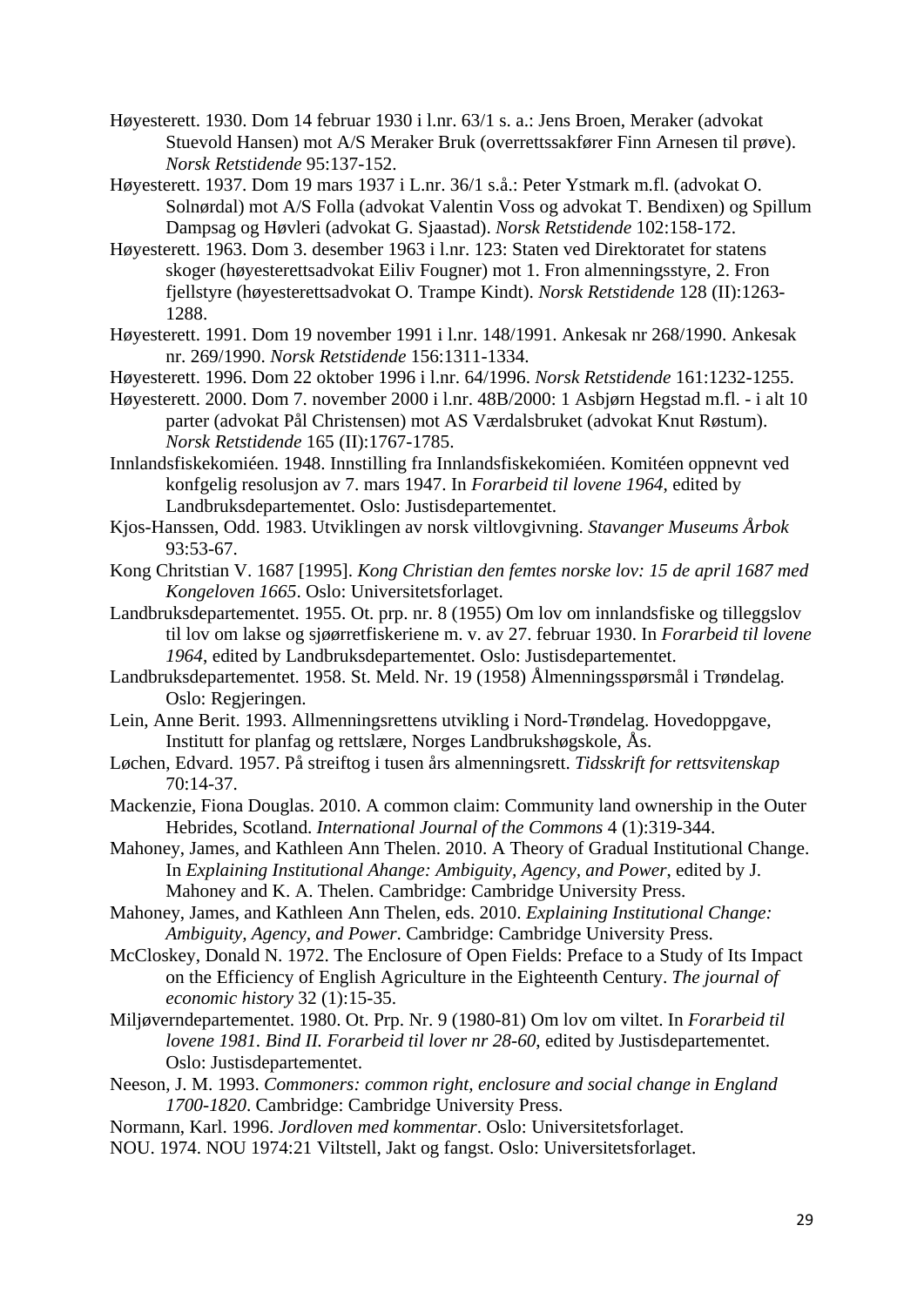Høyesterett. 1930. Dom 14 februar 1930 i l.nr. 63/1 s. a.: Jens Broen, Meraker (advokat Stuevold Hansen) mot A/S Meraker Bruk (overrettssakfører Finn Arnesen til prøve). *Norsk Retstidende* 95:137-152.

Høyesterett. 1937. Dom 19 mars 1937 i L.nr. 36/1 s.å.: Peter Ystmark m.fl. (advokat O. Solnørdal) mot A/S Folla (advokat Valentin Voss og advokat T. Bendixen) og Spillum Dampsag og Høvleri (advokat G. Sjaastad). *Norsk Retstidende* 102:158-172.

Høyesterett. 1963. Dom 3. desember 1963 i l.nr. 123: Staten ved Direktoratet for statens skoger (høyesterettsadvokat Eiliv Fougner) mot 1. Fron almenningsstyre, 2. Fron fjellstyre (høyesterettsadvokat O. Trampe Kindt). *Norsk Retstidende* 128 (II):1263-1288.

Høyesterett. 1991. Dom 19 november 1991 i l.nr. 148/1991. Ankesak nr 268/1990. Ankesak nr. 269/1990. *Norsk Retstidende* 156:1311-1334.

Høyesterett. 1996. Dom 22 oktober 1996 i l.nr. 64/1996. *Norsk Retstidende* 161:1232-1255.

Høyesterett. 2000. Dom 7. november 2000 i l.nr. 48B/2000: 1 Asbjørn Hegstad m.fl. - i alt 10 parter (advokat Pål Christensen) mot AS Værdalsbruket (advokat Knut Røstum). *Norsk Retstidende* 165 (II):1767-1785.

Innlandsfiskekomiéen. 1948. Innstilling fra Innlandsfiskekomiéen. Komitéen oppnevnt ved konfgelig resolusjon av 7. mars 1947. In *Forarbeid til lovene 1964*, edited by Landbruksdepartementet. Oslo: Justisdepartementet.

Kjos-Hanssen, Odd. 1983. Utviklingen av norsk viltlovgivning. *Stavanger Museums Årbok* 93:53-67.

Kong Chritstian V. 1687 [1995]. *Kong Christian den femtes norske lov: 15 de april 1687 med Kongeloven 1665*. Oslo: Universitetsforlaget.

Landbruksdepartementet. 1955. Ot. prp. nr. 8 (1955) Om lov om innlandsfiske og tilleggslov til lov om lakse og sjøørretfiskeriene m. v. av 27. februar 1930. In *Forarbeid til lovene 1964*, edited by Landbruksdepartementet. Oslo: Justisdepartementet.

Landbruksdepartementet. 1958. St. Meld. Nr. 19 (1958) Ålmenningsspørsmål i Trøndelag. Oslo: Regjeringen.

Lein, Anne Berit. 1993. Allmenningsrettens utvikling i Nord-Trøndelag. Hovedoppgave, Institutt for planfag og rettslære, Norges Landbrukshøgskole, Ås.

Løchen, Edvard. 1957. På streiftog i tusen års almenningsrett. *Tidsskrift for rettsvitenskap* 70:14-37.

Mackenzie, Fiona Douglas. 2010. A common claim: Community land ownership in the Outer Hebrides, Scotland. *International Journal of the Commons* 4 (1):319-344.

Mahoney, James, and Kathleen Ann Thelen. 2010. A Theory of Gradual Institutional Change. In *Explaining Institutional Ahange: Ambiguity, Agency, and Power*, edited by J. Mahoney and K. A. Thelen. Cambridge: Cambridge University Press.

Mahoney, James, and Kathleen Ann Thelen, eds. 2010. *Explaining Institutional Change: Ambiguity, Agency, and Power*. Cambridge: Cambridge University Press.

McCloskey, Donald N. 1972. The Enclosure of Open Fields: Preface to a Study of Its Impact on the Efficiency of English Agriculture in the Eighteenth Century. *The journal of economic history* 32 (1):15-35.

Miljøverndepartementet. 1980. Ot. Prp. Nr. 9 (1980-81) Om lov om viltet. In *Forarbeid til lovene 1981. Bind II. Forarbeid til lover nr 28-60*, edited by Justisdepartementet. Oslo: Justisdepartementet.

Neeson, J. M. 1993. *Commoners: common right, enclosure and social change in England 1700-1820*. Cambridge: Cambridge University Press.

Normann, Karl. 1996. *Jordloven med kommentar*. Oslo: Universitetsforlaget.

NOU. 1974. NOU 1974:21 Viltstell, Jakt og fangst. Oslo: Universitetsforlaget.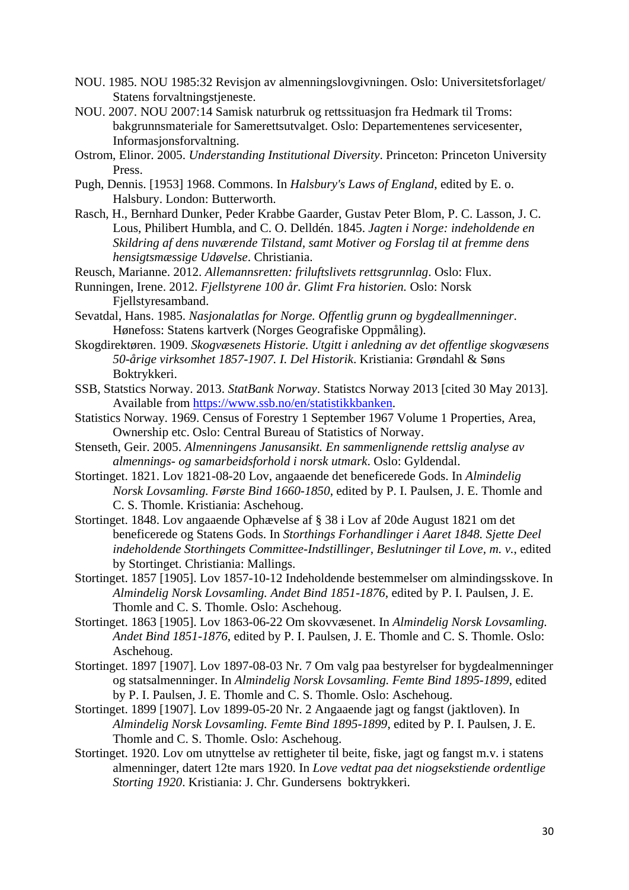NOU. 1985. NOU 1985:32 Revisjon av almenningslovgivningen. Oslo: Universitetsforlaget/ Statens forvaltningstjeneste.

NOU. 2007. NOU 2007:14 Samisk naturbruk og rettssituasjon fra Hedmark til Troms: bakgrunnsmateriale for Samerettsutvalget. Oslo: Departementenes servicesenter, Informasjonsforvaltning.

Ostrom, Elinor. 2005. *Understanding Institutional Diversity*. Princeton: Princeton University Press.

Pugh, Dennis. [1953] 1968. Commons. In *Halsbury's Laws of England*, edited by E. o. Halsbury. London: Butterworth.

Rasch, H., Bernhard Dunker, Peder Krabbe Gaarder, Gustav Peter Blom, P. C. Lasson, J. C. Lous, Philibert Humbla, and C. O. Delldén. 1845. *Jagten i Norge: indeholdende en Skildring af dens nuværende Tilstand, samt Motiver og Forslag til at fremme dens hensigtsmæssige Udøvelse*. Christiania.

Reusch, Marianne. 2012. *Allemannsretten: friluftslivets rettsgrunnlag*. Oslo: Flux.

Runningen, Irene. 2012. *Fjellstyrene 100 år. Glimt Fra historien.* Oslo: Norsk Fjellstyresamband.

Sevatdal, Hans. 1985. *Nasjonalatlas for Norge. Offentlig grunn og bygdeallmenninger*. Hønefoss: Statens kartverk (Norges Geografiske Oppmåling).

Skogdirektøren. 1909. *Skogvæsenets Historie. Utgitt i anledning av det offentlige skogvæsens 50-årige virksomhet 1857-1907. I. Del Historik*. Kristiania: Grøndahl & Søns Boktrykkeri.

SSB, Statstics Norway. 2013. *StatBank Norway*. Statistcs Norway 2013 [cited 30 May 2013]. Available from https://www.ssb.no/en/statistikkbanken.

Statistics Norway. 1969. Census of Forestry 1 September 1967 Volume 1 Properties, Area, Ownership etc. Oslo: Central Bureau of Statistics of Norway.

Stenseth, Geir. 2005. *Almenningens Janusansikt. En sammenlignende rettslig analyse av almennings- og samarbeidsforhold i norsk utmark*. Oslo: Gyldendal.

Stortinget. 1821. Lov 1821-08-20 Lov, angaaende det beneficerede Gods. In *Almindelig Norsk Lovsamling. Første Bind 1660-1850*, edited by P. I. Paulsen, J. E. Thomle and C. S. Thomle. Kristiania: Aschehoug.

Stortinget. 1848. Lov angaaende Ophævelse af § 38 i Lov af 20de August 1821 om det beneficerede og Statens Gods. In *Storthings Forhandlinger i Aaret 1848. Sjette Deel indeholdende Storthingets Committee-Indstillinger, Beslutninger til Love, m. v.*, edited by Stortinget. Christiania: Mallings.

Stortinget. 1857 [1905]. Lov 1857-10-12 Indeholdende bestemmelser om almindingsskove. In *Almindelig Norsk Lovsamling. Andet Bind 1851-1876*, edited by P. I. Paulsen, J. E. Thomle and C. S. Thomle. Oslo: Aschehoug.

Stortinget. 1863 [1905]. Lov 1863-06-22 Om skovvæsenet. In *Almindelig Norsk Lovsamling. Andet Bind 1851-1876*, edited by P. I. Paulsen, J. E. Thomle and C. S. Thomle. Oslo: Aschehoug.

Stortinget. 1897 [1907]. Lov 1897-08-03 Nr. 7 Om valg paa bestyrelser for bygdealmenninger og statsalmenninger. In *Almindelig Norsk Lovsamling. Femte Bind 1895-1899*, edited by P. I. Paulsen, J. E. Thomle and C. S. Thomle. Oslo: Aschehoug.

Stortinget. 1899 [1907]. Lov 1899-05-20 Nr. 2 Angaaende jagt og fangst (jaktloven). In *Almindelig Norsk Lovsamling. Femte Bind 1895-1899*, edited by P. I. Paulsen, J. E. Thomle and C. S. Thomle. Oslo: Aschehoug.

Stortinget. 1920. Lov om utnyttelse av rettigheter til beite, fiske, jagt og fangst m.v. i statens almenninger, datert 12te mars 1920. In *Love vedtat paa det niogsekstiende ordentlige Storting 1920*. Kristiania: J. Chr. Gundersens boktrykkeri.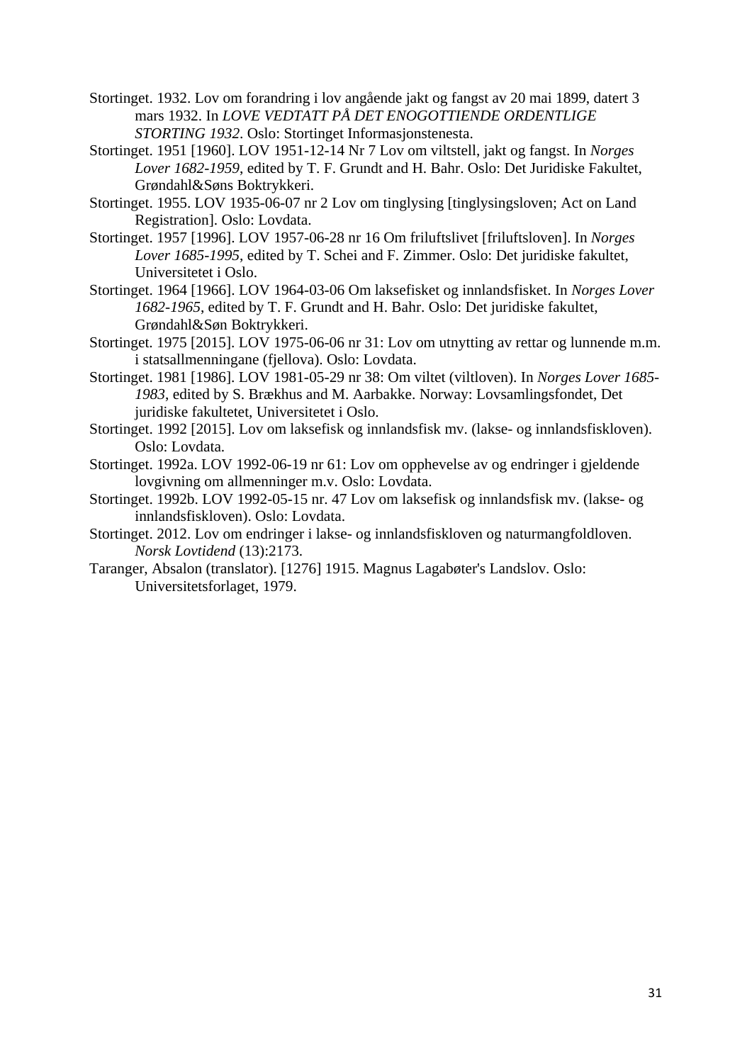Stortinget. 1932. Lov om forandring i lov angående jakt og fangst av 20 mai 1899, datert 3 mars 1932. In *LOVE VEDTATT PÅ DET ENOGOTTIENDE ORDENTLIGE STORTING 1932*. Oslo: Stortinget Informasjonstenesta.

Stortinget. 1951 [1960]. LOV 1951-12-14 Nr 7 Lov om viltstell, jakt og fangst. In *Norges Lover 1682-1959*, edited by T. F. Grundt and H. Bahr. Oslo: Det Juridiske Fakultet, Grøndahl&Søns Boktrykkeri.

Stortinget. 1955. LOV 1935-06-07 nr 2 Lov om tinglysing [tinglysingsloven; Act on Land Registration]. Oslo: Lovdata.

Stortinget. 1957 [1996]. LOV 1957-06-28 nr 16 Om friluftslivet [friluftsloven]. In *Norges Lover 1685-1995*, edited by T. Schei and F. Zimmer. Oslo: Det juridiske fakultet, Universitetet i Oslo.

Stortinget. 1964 [1966]. LOV 1964-03-06 Om laksefisket og innlandsfisket. In *Norges Lover 1682-1965*, edited by T. F. Grundt and H. Bahr. Oslo: Det juridiske fakultet, Grøndahl&Søn Boktrykkeri.

Stortinget. 1975 [2015]. LOV 1975-06-06 nr 31: Lov om utnytting av rettar og lunnende m.m. i statsallmenningane (fjellova). Oslo: Lovdata.

Stortinget. 1981 [1986]. LOV 1981-05-29 nr 38: Om viltet (viltloven). In *Norges Lover 1685-1983*, edited by S. Brækhus and M. Aarbakke. Norway: Lovsamlingsfondet, Det juridiske fakultetet, Universitetet i Oslo.

Stortinget. 1992 [2015]. Lov om laksefisk og innlandsfisk mv. (lakse- og innlandsfiskloven). Oslo: Lovdata.

Stortinget. 1992a. LOV 1992-06-19 nr 61: Lov om opphevelse av og endringer i gjeldende lovgivning om allmenninger m.v. Oslo: Lovdata.

Stortinget. 1992b. LOV 1992-05-15 nr. 47 Lov om laksefisk og innlandsfisk mv. (lakse- og innlandsfiskloven). Oslo: Lovdata.

Stortinget. 2012. Lov om endringer i lakse- og innlandsfiskloven og naturmangfoldloven. *Norsk Lovtidend* (13):2173.

Taranger, Absalon (translator). [1276] 1915. Magnus Lagabøter's Landslov. Oslo: Universitetsforlaget, 1979.